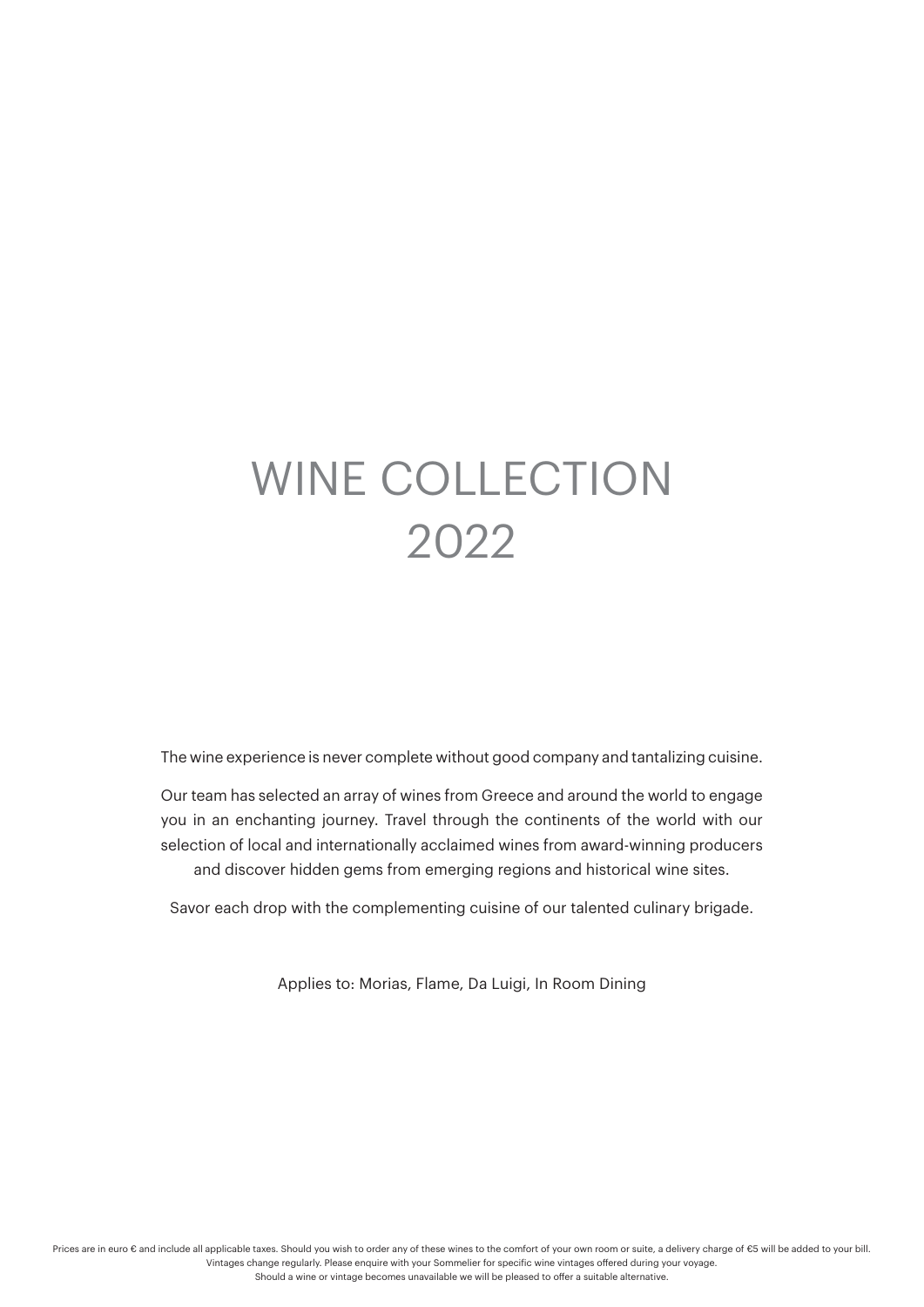# WINE COLLECTION 2022

The wine experience is never complete without good company and tantalizing cuisine.

Our team has selected an array of wines from Greece and around the world to engage you in an enchanting journey. Travel through the continents of the world with our selection of local and internationally acclaimed wines from award-winning producers and discover hidden gems from emerging regions and historical wine sites.

Savor each drop with the complementing cuisine of our talented culinary brigade.

Applies to: Morias, Flame, Da Luigi, In Room Dining

Prices are in euro € and include all applicable taxes. Should you wish to order any of these wines to the comfort of your own room or suite, a delivery charge of €5 will be added to your bill.
Vintages change regularly. Please enquire with your Sommelier for specific wine vintages offered during your voyage.
Should a wine or vintage becomes unavailable we will be pleased to offer a suitable alternative.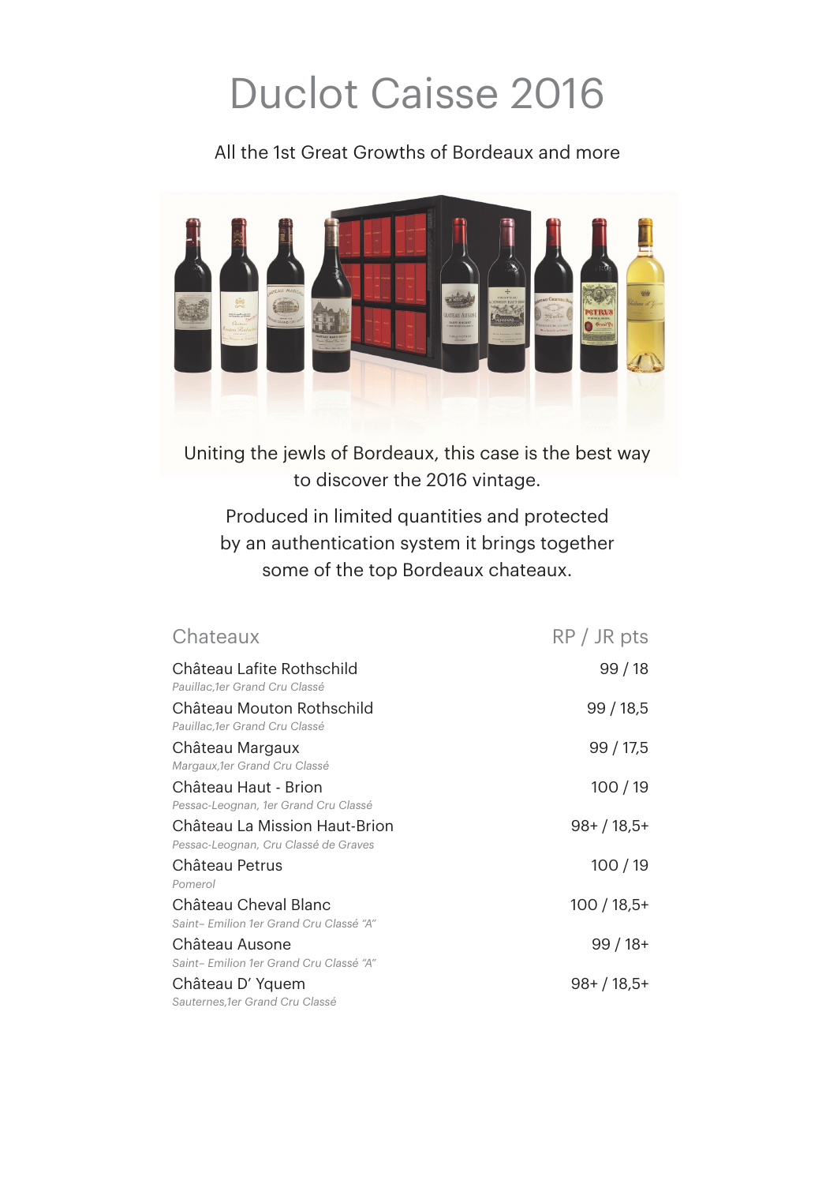# Duclot Caisse 2016

All the 1st Great Growths of Bordeaux and more

Uniting the jewls of Bordeaux, this case is the best way to discover the 2016 vintage.

Produced in limited quantities and protected by an authentication system it brings together some of the top Bordeaux chateaux.

| Chateaux | RP / JR pts |
| --- | --- |
| Château Lafite Rothschild<br>*Pauillac,1er Grand Cru Classé* | 99 / 18 |
| Château Mouton Rothschild<br>*Pauillac,1er Grand Cru Classé* | 99 / 18,5 |
| Château Margaux<br>*Margaux,1er Grand Cru Classé* | 99 / 17,5 |
| Château Haut - Brion<br>*Pessac-Leognan, 1er Grand Cru Classé* | 100 / 19 |
| Château La Mission Haut-Brion<br>*Pessac-Leognan, Cru Classé de Graves* | 98+ / 18,5+ |
| Château Petrus<br>*Pomerol* | 100 / 19 |
| Château Cheval Blanc<br>*Saint– Emilion 1er Grand Cru Classé "A"* | 100 / 18,5+ |
| Château Ausone<br>*Saint– Emilion 1er Grand Cru Classé "A"* | 99 / 18+ |
| Château D' Yquem<br>*Sauternes,1er Grand Cru Classé* | 98+ / 18,5+ |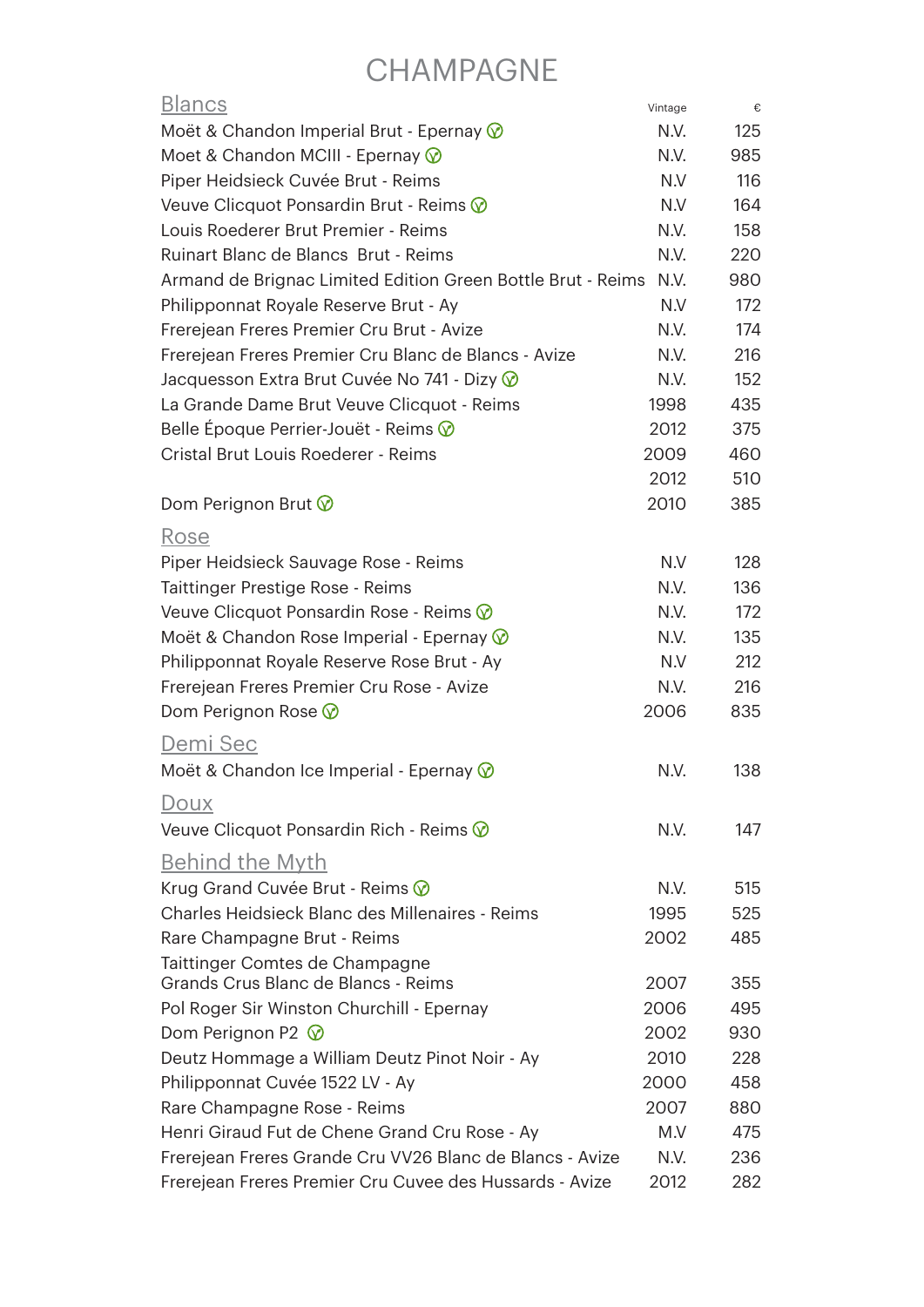# CHAMPAGNE

## Blancs

| | Vintage | € |
|---|---|---|
| Moët & Chandon Imperial Brut - Epernay ⓥ | N.V. | 125 |
| Moet & Chandon MCIII - Epernay ⓥ | N.V. | 985 |
| Piper Heidsieck Cuvée Brut - Reims | N.V | 116 |
| Veuve Clicquot Ponsardin Brut - Reims ⓥ | N.V | 164 |
| Louis Roederer Brut Premier - Reims | N.V. | 158 |
| Ruinart Blanc de Blancs Brut - Reims | N.V. | 220 |
| Armand de Brignac Limited Edition Green Bottle Brut - Reims | N.V. | 980 |
| Philipponnat Royale Reserve Brut - Ay | N.V | 172 |
| Frerejean Freres Premier Cru Brut - Avize | N.V. | 174 |
| Frerejean Freres Premier Cru Blanc de Blancs - Avize | N.V. | 216 |
| Jacquesson Extra Brut Cuvée No 741 - Dizy ⓥ | N.V. | 152 |
| La Grande Dame Brut Veuve Clicquot - Reims | 1998 | 435 |
| Belle Époque Perrier-Jouët - Reims ⓥ | 2012 | 375 |
| Cristal Brut Louis Roederer - Reims | 2009 | 460 |
| | 2012 | 510 |
| Dom Perignon Brut ⓥ | 2010 | 385 |

## Rose

| | | |
|---|---|---|
| Piper Heidsieck Sauvage Rose - Reims | N.V | 128 |
| Taittinger Prestige Rose - Reims | N.V. | 136 |
| Veuve Clicquot Ponsardin Rose - Reims ⓥ | N.V. | 172 |
| Moët & Chandon Rose Imperial - Epernay ⓥ | N.V. | 135 |
| Philipponnat Royale Reserve Rose Brut - Ay | N.V | 212 |
| Frerejean Freres Premier Cru Rose - Avize | N.V. | 216 |
| Dom Perignon Rose ⓥ | 2006 | 835 |

## Demi Sec

| | | |
|---|---|---|
| Moët & Chandon Ice Imperial - Epernay ⓥ | N.V. | 138 |

## Doux

| | | |
|---|---|---|
| Veuve Clicquot Ponsardin Rich - Reims ⓥ | N.V. | 147 |

## Behind the Myth

| | | |
|---|---|---|
| Krug Grand Cuvée Brut - Reims ⓥ | N.V. | 515 |
| Charles Heidsieck Blanc des Millenaires - Reims | 1995 | 525 |
| Rare Champagne Brut - Reims | 2002 | 485 |
| Taittinger Comtes de Champagne Grands Crus Blanc de Blancs - Reims | 2007 | 355 |
| Pol Roger Sir Winston Churchill - Epernay | 2006 | 495 |
| Dom Perignon P2 ⓥ | 2002 | 930 |
| Deutz Hommage a William Deutz Pinot Noir - Ay | 2010 | 228 |
| Philipponnat Cuvée 1522 LV - Ay | 2000 | 458 |
| Rare Champagne Rose - Reims | 2007 | 880 |
| Henri Giraud Fut de Chene Grand Cru Rose - Ay | M.V | 475 |
| Frerejean Freres Grande Cru VV26 Blanc de Blancs - Avize | N.V. | 236 |
| Frerejean Freres Premier Cru Cuvee des Hussards - Avize | 2012 | 282 |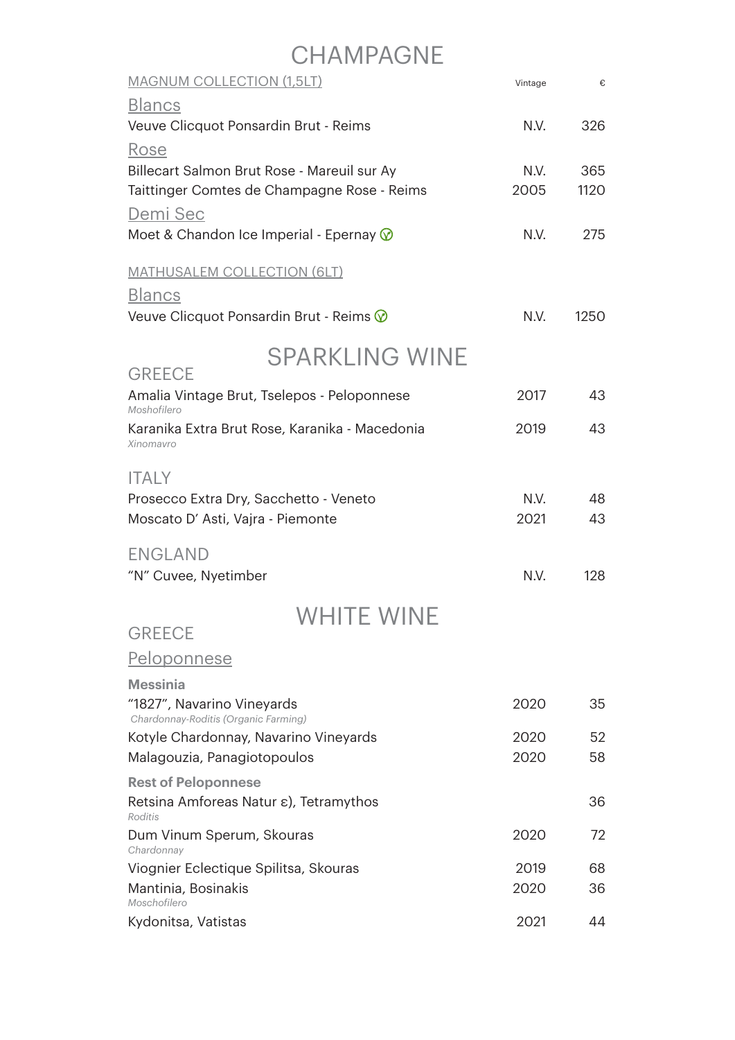# CHAMPAGNE

| MAGNUM COLLECTION (1,5LT) | Vintage | € |
|---|---|---|
| **Blancs** | | |
| Veuve Clicquot Ponsardin Brut - Reims | N.V. | 326 |
| **Rose** | | |
| Billecart Salmon Brut Rose - Mareuil sur Ay | N.V. | 365 |
| Taittinger Comtes de Champagne Rose - Reims | 2005 | 1120 |
| **Demi Sec** | | |
| Moet & Chandon Ice Imperial - Epernay | N.V. | 275 |
| MATHUSALEM COLLECTION (6LT) | | |
| **Blancs** | | |
| Veuve Clicquot Ponsardin Brut - Reims | N.V. | 1250 |

# SPARKLING WINE

## GREECE

| | | |
|---|---|---|
| Amalia Vintage Brut, Tselepos - Peloponnese<br>*Moshofilero* | 2017 | 43 |
| Karanika Extra Brut Rose, Karanika - Macedonia<br>*Xinomavro* | 2019 | 43 |

## ITALY

| | | |
|---|---|---|
| Prosecco Extra Dry, Sacchetto - Veneto | N.V. | 48 |
| Moscato D' Asti, Vajra - Piemonte | 2021 | 43 |

## ENGLAND

| | | |
|---|---|---|
| "N" Cuvee, Nyetimber | N.V. | 128 |

# WHITE WINE

## GREECE

### Peloponnese

**Messinia**

| | | |
|---|---|---|
| "1827", Navarino Vineyards<br>*Chardonnay-Roditis (Organic Farming)* | 2020 | 35 |
| Kotyle Chardonnay, Navarino Vineyards | 2020 | 52 |
| Malagouzia, Panagiotopoulos | 2020 | 58 |

**Rest of Peloponnese**

| | | |
|---|---|---|
| Retsina Amforeas Natur ε), Tetramythos<br>*Roditis* | | 36 |
| Dum Vinum Sperum, Skouras<br>*Chardonnay* | 2020 | 72 |
| Viognier Eclectique Spilitsa, Skouras | 2019 | 68 |
| Mantinia, Bosinakis<br>*Moschofilero* | 2020 | 36 |
| Kydonitsa, Vatistas | 2021 | 44 |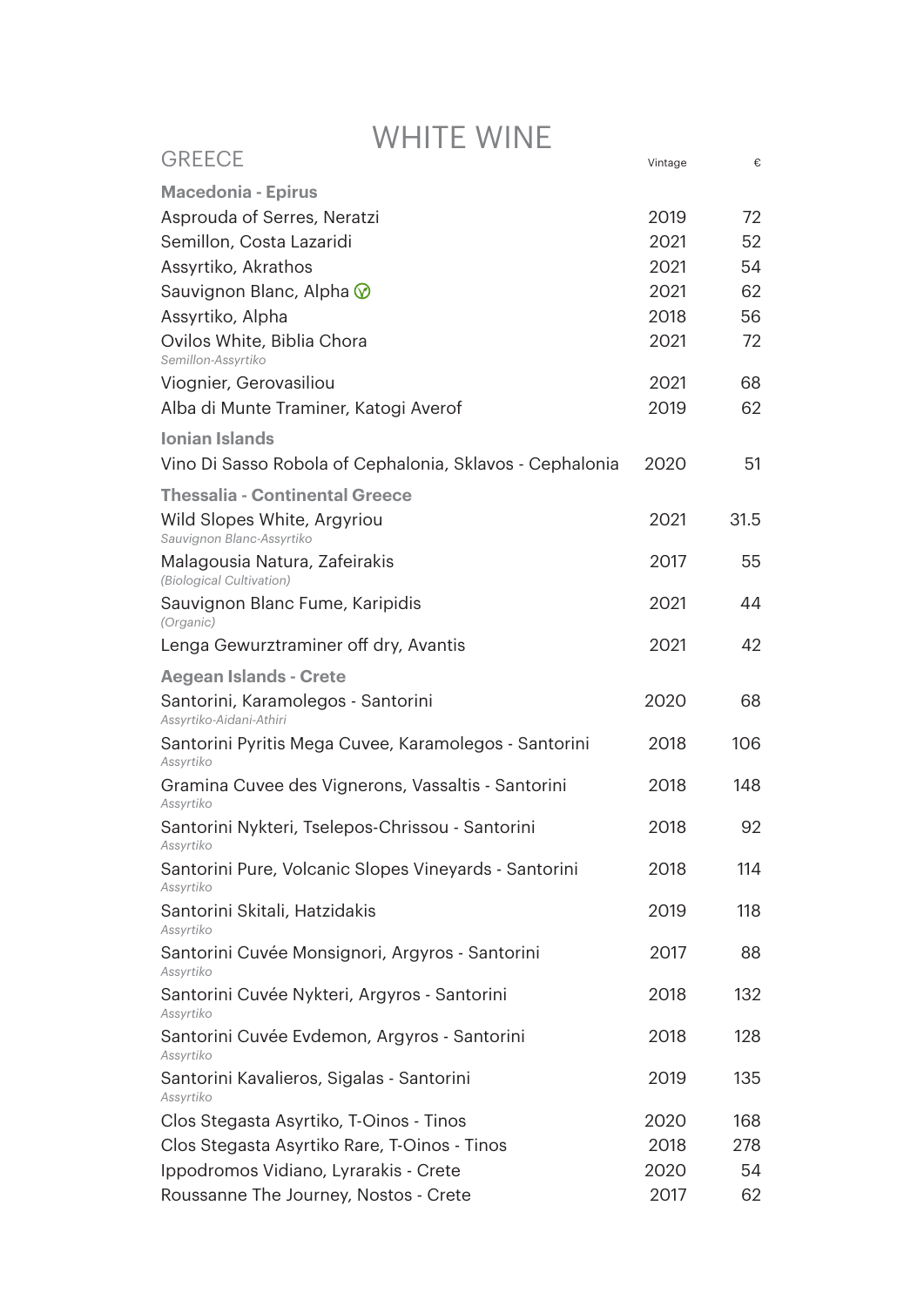# WHITE WINE

## GREECE

| | Vintage | € |
|---|---|---|
| **Macedonia - Epirus** | | |
| Asprouda of Serres, Neratzi | 2019 | 72 |
| Semillon, Costa Lazaridi | 2021 | 52 |
| Assyrtiko, Akrathos | 2021 | 54 |
| Sauvignon Blanc, Alpha | 2021 | 62 |
| Assyrtiko, Alpha | 2018 | 56 |
| Ovilos White, Biblia Chora<br>*Semillon-Assyrtiko* | 2021 | 72 |
| Viognier, Gerovasiliou | 2021 | 68 |
| Alba di Munte Traminer, Katogi Averof | 2019 | 62 |
| **Ionian Islands** | | |
| Vino Di Sasso Robola of Cephalonia, Sklavos - Cephalonia | 2020 | 51 |
| **Thessalia - Continental Greece** | | |
| Wild Slopes White, Argyriou<br>*Sauvignon Blanc-Assyrtiko* | 2021 | 31.5 |
| Malagousia Natura, Zafeirakis<br>*(Biological Cultivation)* | 2017 | 55 |
| Sauvignon Blanc Fume, Karipidis<br>*(Organic)* | 2021 | 44 |
| Lenga Gewurztraminer off dry, Avantis | 2021 | 42 |
| **Aegean Islands - Crete** | | |
| Santorini, Karamolegos - Santorini<br>*Assyrtiko-Aidani-Athiri* | 2020 | 68 |
| Santorini Pyritis Mega Cuvee, Karamolegos - Santorini<br>*Assyrtiko* | 2018 | 106 |
| Gramina Cuvee des Vignerons, Vassaltis - Santorini<br>*Assyrtiko* | 2018 | 148 |
| Santorini Nykteri, Tselepos-Chrissou - Santorini<br>*Assyrtiko* | 2018 | 92 |
| Santorini Pure, Volcanic Slopes Vineyards - Santorini<br>*Assyrtiko* | 2018 | 114 |
| Santorini Skitali, Hatzidakis<br>*Assyrtiko* | 2019 | 118 |
| Santorini Cuvée Monsignori, Argyros - Santorini<br>*Assyrtiko* | 2017 | 88 |
| Santorini Cuvée Nykteri, Argyros - Santorini<br>*Assyrtiko* | 2018 | 132 |
| Santorini Cuvée Evdemon, Argyros - Santorini<br>*Assyrtiko* | 2018 | 128 |
| Santorini Kavalieros, Sigalas - Santorini<br>*Assyrtiko* | 2019 | 135 |
| Clos Stegasta Asyrtiko, T-Oinos - Tinos | 2020 | 168 |
| Clos Stegasta Asyrtiko Rare, T-Oinos - Tinos | 2018 | 278 |
| Ippodromos Vidiano, Lyrarakis - Crete | 2020 | 54 |
| Roussanne The Journey, Nostos - Crete | 2017 | 62 |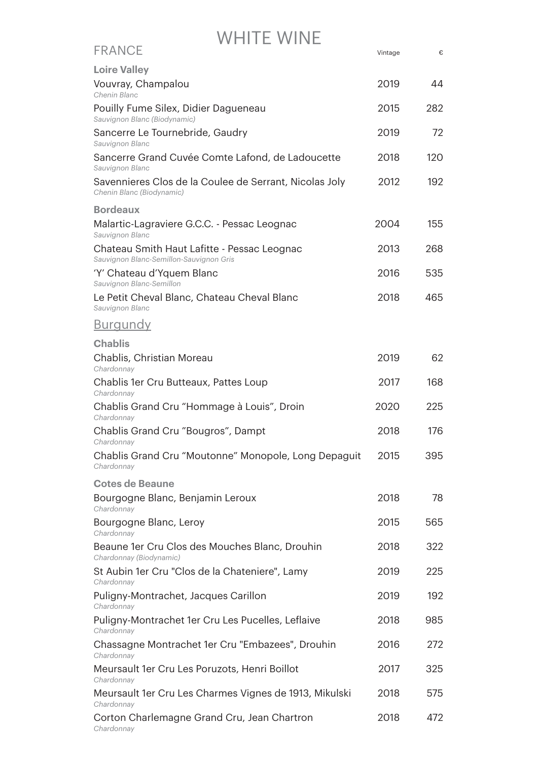# WHITE WINE

## FRANCE

| | Vintage | € |
|---|---|---|
| **Loire Valley** | | |
| Vouvray, Champalou<br>*Chenin Blanc* | 2019 | 44 |
| Pouilly Fume Silex, Didier Dagueneau<br>*Sauvignon Blanc (Biodynamic)* | 2015 | 282 |
| Sancerre Le Tournebride, Gaudry<br>*Sauvignon Blanc* | 2019 | 72 |
| Sancerre Grand Cuvée Comte Lafond, de Ladoucette<br>*Sauvignon Blanc* | 2018 | 120 |
| Savennieres Clos de la Coulee de Serrant, Nicolas Joly<br>*Chenin Blanc (Biodynamic)* | 2012 | 192 |
| **Bordeaux** | | |
| Malartic-Lagraviere G.C.C. - Pessac Leognac<br>*Sauvignon Blanc* | 2004 | 155 |
| Chateau Smith Haut Lafitte - Pessac Leognac<br>*Sauvignon Blanc-Semillon-Sauvignon Gris* | 2013 | 268 |
| 'Y' Chateau d'Yquem Blanc<br>*Sauvignon Blanc-Semillon* | 2016 | 535 |
| Le Petit Cheval Blanc, Chateau Cheval Blanc<br>*Sauvignon Blanc* | 2018 | 465 |

### Burgundy

| | Vintage | € |
|---|---|---|
| **Chablis** | | |
| Chablis, Christian Moreau<br>*Chardonnay* | 2019 | 62 |
| Chablis 1er Cru Butteaux, Pattes Loup<br>*Chardonnay* | 2017 | 168 |
| Chablis Grand Cru "Hommage à Louis", Droin<br>*Chardonnay* | 2020 | 225 |
| Chablis Grand Cru "Bougros", Dampt<br>*Chardonnay* | 2018 | 176 |
| Chablis Grand Cru "Moutonne" Monopole, Long Depaguit<br>*Chardonnay* | 2015 | 395 |
| **Cotes de Beaune** | | |
| Bourgogne Blanc, Benjamin Leroux<br>*Chardonnay* | 2018 | 78 |
| Bourgogne Blanc, Leroy<br>*Chardonnay* | 2015 | 565 |
| Beaune 1er Cru Clos des Mouches Blanc, Drouhin<br>*Chardonnay (Biodynamic)* | 2018 | 322 |
| St Aubin 1er Cru "Clos de la Chateniere", Lamy<br>*Chardonnay* | 2019 | 225 |
| Puligny-Montrachet, Jacques Carillon<br>*Chardonnay* | 2019 | 192 |
| Puligny-Montrachet 1er Cru Les Pucelles, Leflaive<br>*Chardonnay* | 2018 | 985 |
| Chassagne Montrachet 1er Cru "Embazees", Drouhin<br>*Chardonnay* | 2016 | 272 |
| Meursault 1er Cru Les Poruzots, Henri Boillot<br>*Chardonnay* | 2017 | 325 |
| Meursault 1er Cru Les Charmes Vignes de 1913, Mikulski<br>*Chardonnay* | 2018 | 575 |
| Corton Charlemagne Grand Cru, Jean Chartron<br>*Chardonnay* | 2018 | 472 |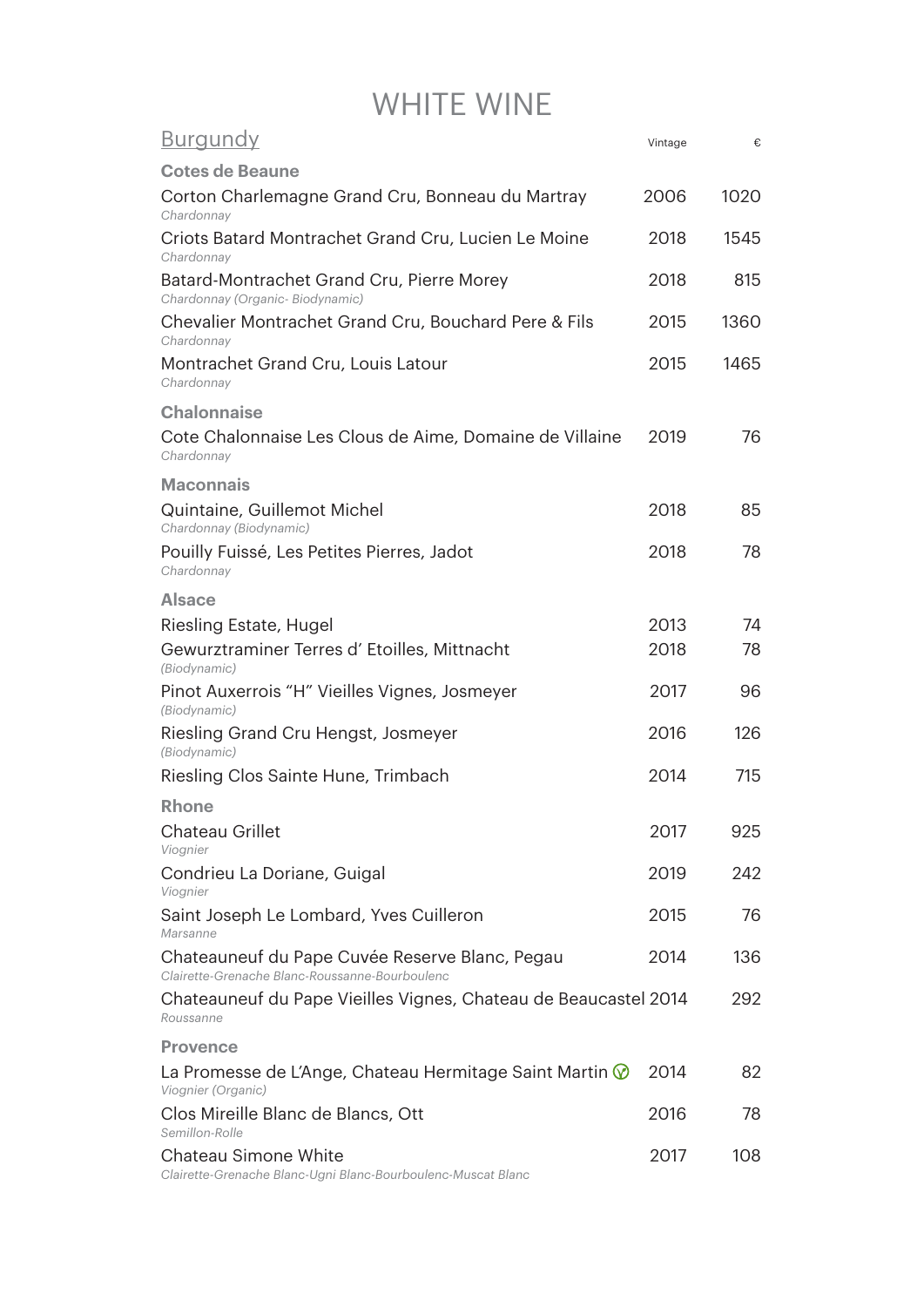# WHITE WINE

## Burgundy

| | Vintage | € |
|---|---|---|
| **Cotes de Beaune** | | |
| Corton Charlemagne Grand Cru, Bonneau du Martray<br>*Chardonnay* | 2006 | 1020 |
| Criots Batard Montrachet Grand Cru, Lucien Le Moine<br>*Chardonnay* | 2018 | 1545 |
| Batard-Montrachet Grand Cru, Pierre Morey<br>*Chardonnay (Organic- Biodynamic)* | 2018 | 815 |
| Chevalier Montrachet Grand Cru, Bouchard Pere & Fils<br>*Chardonnay* | 2015 | 1360 |
| Montrachet Grand Cru, Louis Latour<br>*Chardonnay* | 2015 | 1465 |
| **Chalonnaise** | | |
| Cote Chalonnaise Les Clous de Aime, Domaine de Villaine<br>*Chardonnay* | 2019 | 76 |
| **Maconnais** | | |
| Quintaine, Guillemot Michel<br>*Chardonnay (Biodynamic)* | 2018 | 85 |
| Pouilly Fuissé, Les Petites Pierres, Jadot<br>*Chardonnay* | 2018 | 78 |
| **Alsace** | | |
| Riesling Estate, Hugel | 2013 | 74 |
| Gewurztraminer Terres d' Etoilles, Mittnacht<br>*(Biodynamic)* | 2018 | 78 |
| Pinot Auxerrois "H" Vieilles Vignes, Josmeyer<br>*(Biodynamic)* | 2017 | 96 |
| Riesling Grand Cru Hengst, Josmeyer<br>*(Biodynamic)* | 2016 | 126 |
| Riesling Clos Sainte Hune, Trimbach | 2014 | 715 |
| **Rhone** | | |
| Chateau Grillet<br>*Viognier* | 2017 | 925 |
| Condrieu La Doriane, Guigal<br>*Viognier* | 2019 | 242 |
| Saint Joseph Le Lombard, Yves Cuilleron<br>*Marsanne* | 2015 | 76 |
| Chateauneuf du Pape Cuvée Reserve Blanc, Pegau<br>*Clairette-Grenache Blanc-Roussanne-Bourboulenc* | 2014 | 136 |
| Chateauneuf du Pape Vieilles Vignes, Chateau de Beaucastel<br>*Roussanne* | 2014 | 292 |
| **Provence** | | |
| La Promesse de L'Ange, Chateau Hermitage Saint Martin<br>*Viognier (Organic)* | 2014 | 82 |
| Clos Mireille Blanc de Blancs, Ott<br>*Semillon-Rolle* | 2016 | 78 |
| Chateau Simone White<br>*Clairette-Grenache Blanc-Ugni Blanc-Bourboulenc-Muscat Blanc* | 2017 | 108 |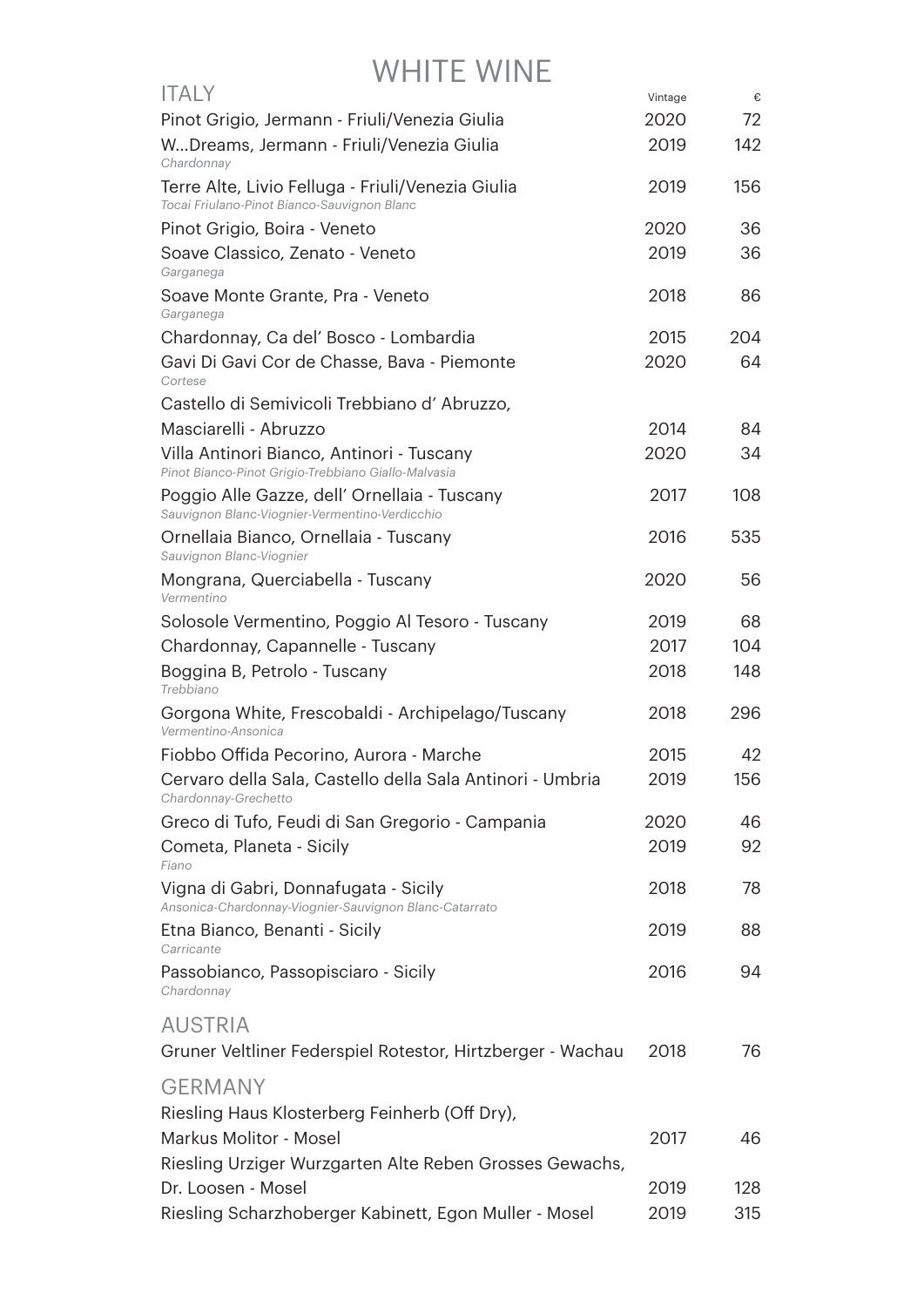# WHITE WINE

## ITALY

| Wine | Vintage | € |
|---|---|---|
| Pinot Grigio, Jermann - Friuli/Venezia Giulia | 2020 | 72 |
| W...Dreams, Jermann - Friuli/Venezia Giulia<br>*Chardonnay* | 2019 | 142 |
| Terre Alte, Livio Felluga - Friuli/Venezia Giulia<br>*Tocai Friulano-Pinot Bianco-Sauvignon Blanc* | 2019 | 156 |
| Pinot Grigio, Boira - Veneto | 2020 | 36 |
| Soave Classico, Zenato - Veneto<br>*Garganega* | 2019 | 36 |
| Soave Monte Grante, Pra - Veneto<br>*Garganega* | 2018 | 86 |
| Chardonnay, Ca del' Bosco - Lombardia | 2015 | 204 |
| Gavi Di Gavi Cor de Chasse, Bava - Piemonte<br>*Cortese* | 2020 | 64 |
| Castello di Semivicoli Trebbiano d' Abruzzo, Masciarelli - Abruzzo | 2014 | 84 |
| Villa Antinori Bianco, Antinori - Tuscany<br>*Pinot Bianco-Pinot Grigio-Trebbiano Giallo-Malvasia* | 2020 | 34 |
| Poggio Alle Gazze, dell' Ornellaia - Tuscany<br>*Sauvignon Blanc-Viognier-Vermentino-Verdicchio* | 2017 | 108 |
| Ornellaia Bianco, Ornellaia - Tuscany<br>*Sauvignon Blanc-Viognier* | 2016 | 535 |
| Mongrana, Querciabella - Tuscany<br>*Vermentino* | 2020 | 56 |
| Solosole Vermentino, Poggio Al Tesoro - Tuscany | 2019 | 68 |
| Chardonnay, Capannelle - Tuscany | 2017 | 104 |
| Boggina B, Petrolo - Tuscany<br>*Trebbiano* | 2018 | 148 |
| Gorgona White, Frescobaldi - Archipelago/Tuscany<br>*Vermentino-Ansonica* | 2018 | 296 |
| Fiobbo Offida Pecorino, Aurora - Marche | 2015 | 42 |
| Cervaro della Sala, Castello della Sala Antinori - Umbria<br>*Chardonnay-Grechetto* | 2019 | 156 |
| Greco di Tufo, Feudi di San Gregorio - Campania | 2020 | 46 |
| Cometa, Planeta - Sicily<br>*Fiano* | 2019 | 92 |
| Vigna di Gabri, Donnafugata - Sicily<br>*Ansonica-Chardonnay-Viognier-Sauvignon Blanc-Catarrato* | 2018 | 78 |
| Etna Bianco, Benanti - Sicily<br>*Carricante* | 2019 | 88 |
| Passobianco, Passopisciaro - Sicily<br>*Chardonnay* | 2016 | 94 |

## AUSTRIA

| Wine | Vintage | € |
|---|---|---|
| Gruner Veltliner Federspiel Rotestor, Hirtzberger - Wachau | 2018 | 76 |

## GERMANY

| Wine | Vintage | € |
|---|---|---|
| Riesling Haus Klosterberg Feinherb (Off Dry), Markus Molitor - Mosel | 2017 | 46 |
| Riesling Urziger Wurzgarten Alte Reben Grosses Gewachs, Dr. Loosen - Mosel | 2019 | 128 |
| Riesling Scharzhoberger Kabinett, Egon Muller - Mosel | 2019 | 315 |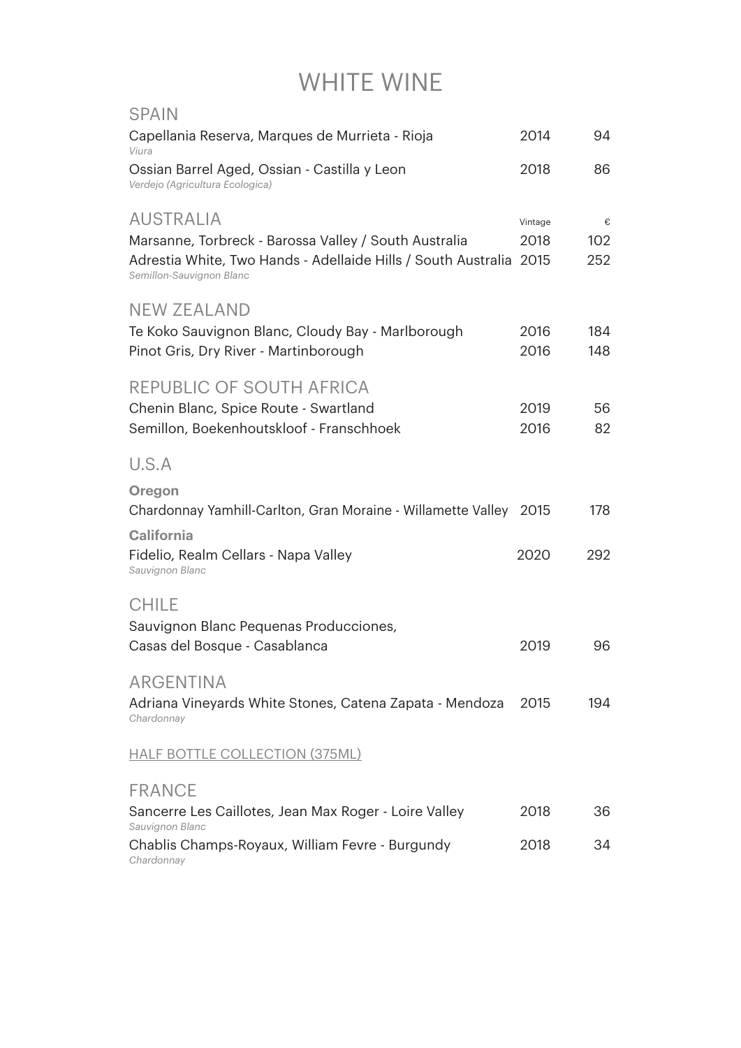# WHITE WINE

## SPAIN

| | | |
|---|---|---|
| Capellania Reserva, Marques de Murrieta - Rioja<br>*Viura* | 2014 | 94 |
| Ossian Barrel Aged, Ossian - Castilla y Leon<br>*Verdejo (Agricultura Ecologica)* | 2018 | 86 |

## AUSTRALIA

| | Vintage | € |
|---|---|---|
| Marsanne, Torbreck - Barossa Valley / South Australia | 2018 | 102 |
| Adrestia White, Two Hands - Adellaide Hills / South Australia<br>*Semillon-Sauvignon Blanc* | 2015 | 252 |

## NEW ZEALAND

| | | |
|---|---|---|
| Te Koko Sauvignon Blanc, Cloudy Bay - Marlborough | 2016 | 184 |
| Pinot Gris, Dry River - Martinborough | 2016 | 148 |

## REPUBLIC OF SOUTH AFRICA

| | | |
|---|---|---|
| Chenin Blanc, Spice Route - Swartland | 2019 | 56 |
| Semillon, Boekenhoutskloof - Franschhoek | 2016 | 82 |

## U.S.A

**Oregon**

| | | |
|---|---|---|
| Chardonnay Yamhill-Carlton, Gran Moraine - Willamette Valley | 2015 | 178 |

**California**

| | | |
|---|---|---|
| Fidelio, Realm Cellars - Napa Valley<br>*Sauvignon Blanc* | 2020 | 292 |

## CHILE

| | | |
|---|---|---|
| Sauvignon Blanc Pequenas Producciones,<br>Casas del Bosque - Casablanca | 2019 | 96 |

## ARGENTINA

| | | |
|---|---|---|
| Adriana Vineyards White Stones, Catena Zapata - Mendoza<br>*Chardonnay* | 2015 | 194 |

<u>HALF BOTTLE COLLECTION (375ML)</u>

## FRANCE

| | | |
|---|---|---|
| Sancerre Les Caillotes, Jean Max Roger - Loire Valley<br>*Sauvignon Blanc* | 2018 | 36 |
| Chablis Champs-Royaux, William Fevre - Burgundy<br>*Chardonnay* | 2018 | 34 |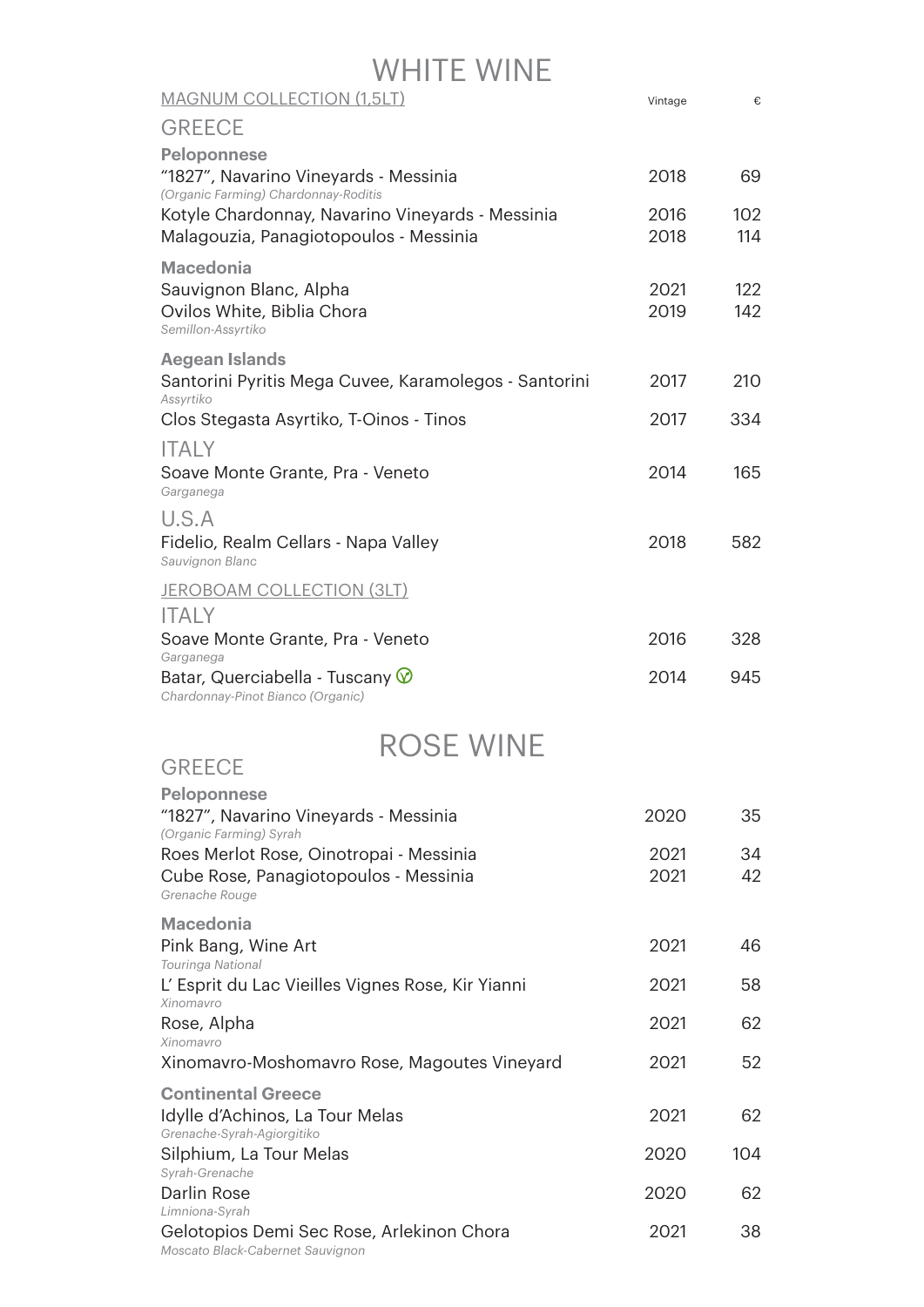# WHITE WINE

## MAGNUM COLLECTION (1,5LT)

| | Vintage | € |
|---|---|---|
| **GREECE** | | |
| **Peloponnese** | | |
| "1827", Navarino Vineyards - Messinia<br>*(Organic Farming) Chardonnay-Roditis* | 2018 | 69 |
| Kotyle Chardonnay, Navarino Vineyards - Messinia | 2016 | 102 |
| Malagouzia, Panagiotopoulos - Messinia | 2018 | 114 |
| **Macedonia** | | |
| Sauvignon Blanc, Alpha | 2021 | 122 |
| Ovilos White, Biblia Chora<br>*Semillon-Assyrtiko* | 2019 | 142 |
| **Aegean Islands** | | |
| Santorini Pyritis Mega Cuvee, Karamolegos - Santorini<br>*Assyrtiko* | 2017 | 210 |
| Clos Stegasta Asyrtiko, T-Oinos - Tinos | 2017 | 334 |
| **ITALY** | | |
| Soave Monte Grante, Pra - Veneto<br>*Garganega* | 2014 | 165 |
| **U.S.A** | | |
| Fidelio, Realm Cellars - Napa Valley<br>*Sauvignon Blanc* | 2018 | 582 |

## JEROBOAM COLLECTION (3LT)

| | Vintage | € |
|---|---|---|
| **ITALY** | | |
| Soave Monte Grante, Pra - Veneto<br>*Garganega* | 2016 | 328 |
| Batar, Querciabella - Tuscany (V)<br>*Chardonnay-Pinot Bianco (Organic)* | 2014 | 945 |

# ROSE WINE

| | Vintage | € |
|---|---|---|
| **GREECE** | | |
| **Peloponnese** | | |
| "1827", Navarino Vineyards - Messinia<br>*(Organic Farming) Syrah* | 2020 | 35 |
| Roes Merlot Rose, Oinotropai - Messinia | 2021 | 34 |
| Cube Rose, Panagiotopoulos - Messinia<br>*Grenache Rouge* | 2021 | 42 |
| **Macedonia** | | |
| Pink Bang, Wine Art<br>*Touringa National* | 2021 | 46 |
| L' Esprit du Lac Vieilles Vignes Rose, Kir Yianni<br>*Xinomavro* | 2021 | 58 |
| Rose, Alpha<br>*Xinomavro* | 2021 | 62 |
| Xinomavro-Moshomavro Rose, Magoutes Vineyard | 2021 | 52 |
| **Continental Greece** | | |
| Idylle d'Achinos, La Tour Melas<br>*Grenache-Syrah-Agiorgitiko* | 2021 | 62 |
| Silphium, La Tour Melas<br>*Syrah-Grenache* | 2020 | 104 |
| Darlin Rose<br>*Limniona-Syrah* | 2020 | 62 |
| Gelotopios Demi Sec Rose, Arlekinon Chora<br>*Moscato Black-Cabernet Sauvignon* | 2021 | 38 |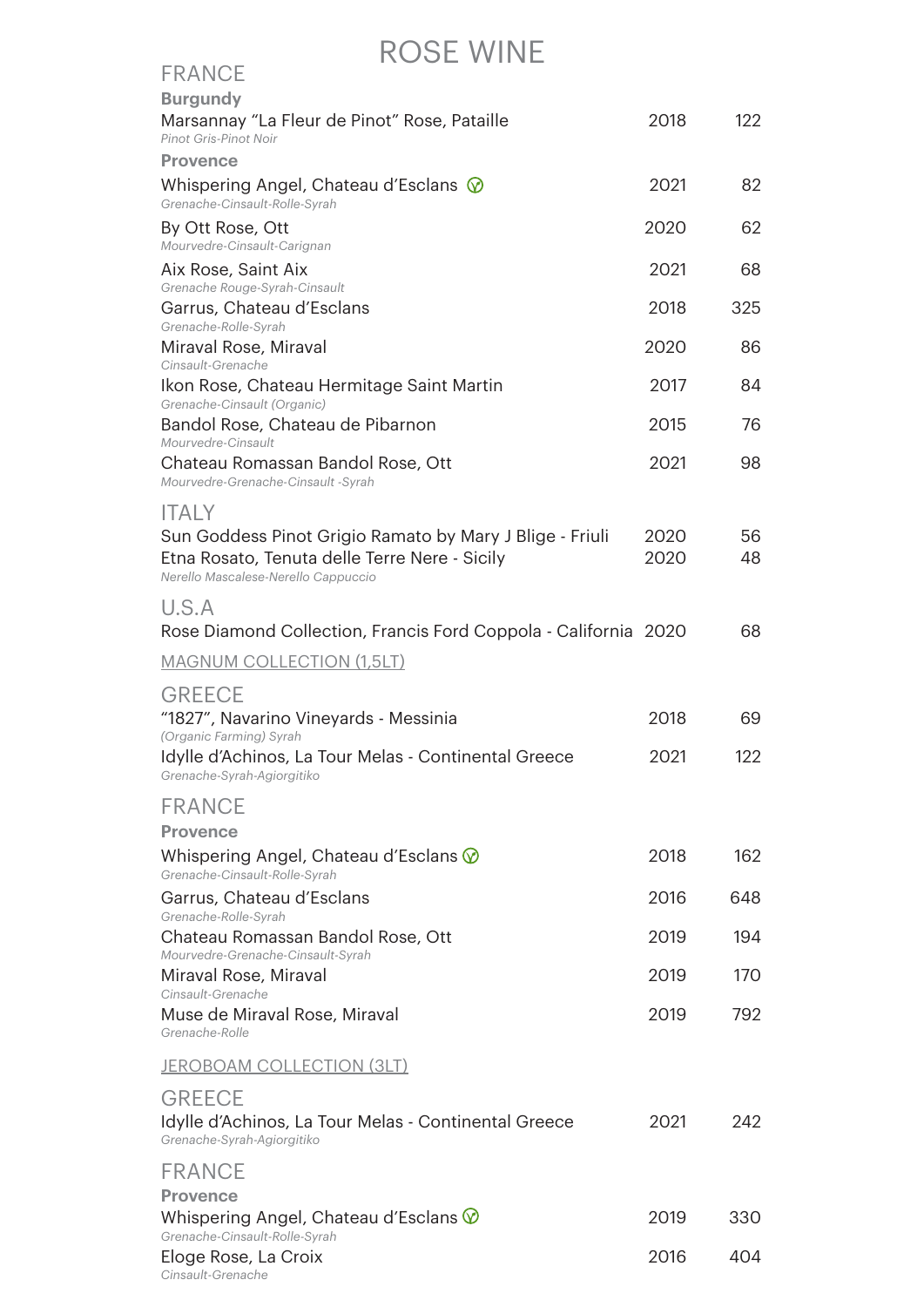# ROSE WINE

## FRANCE

### Burgundy

| Wine | Vintage | Price |
|---|---|---|
| Marsannay "La Fleur de Pinot" Rose, Pataille<br>*Pinot Gris-Pinot Noir* | 2018 | 122 |

### Provence

| Wine | Vintage | Price |
|---|---|---|
| Whispering Angel, Chateau d'Esclans (V)<br>*Grenache-Cinsault-Rolle-Syrah* | 2021 | 82 |
| By Ott Rose, Ott<br>*Mourvedre-Cinsault-Carignan* | 2020 | 62 |
| Aix Rose, Saint Aix<br>*Grenache Rouge-Syrah-Cinsault* | 2021 | 68 |
| Garrus, Chateau d'Esclans<br>*Grenache-Rolle-Syrah* | 2018 | 325 |
| Miraval Rose, Miraval<br>*Cinsault-Grenache* | 2020 | 86 |
| Ikon Rose, Chateau Hermitage Saint Martin<br>*Grenache-Cinsault (Organic)* | 2017 | 84 |
| Bandol Rose, Chateau de Pibarnon<br>*Mourvedre-Cinsault* | 2015 | 76 |
| Chateau Romassan Bandol Rose, Ott<br>*Mourvedre-Grenache-Cinsault -Syrah* | 2021 | 98 |

## ITALY

| Wine | Vintage | Price |
|---|---|---|
| Sun Goddess Pinot Grigio Ramato by Mary J Blige - Friuli | 2020 | 56 |
| Etna Rosato, Tenuta delle Terre Nere - Sicily<br>*Nerello Mascalese-Nerello Cappuccio* | 2020 | 48 |

## U.S.A

| Wine | Vintage | Price |
|---|---|---|
| Rose Diamond Collection, Francis Ford Coppola - California | 2020 | 68 |

## MAGNUM COLLECTION (1,5LT)

## GREECE

| Wine | Vintage | Price |
|---|---|---|
| "1827", Navarino Vineyards - Messinia<br>*(Organic Farming) Syrah* | 2018 | 69 |
| Idylle d'Achinos, La Tour Melas - Continental Greece<br>*Grenache-Syrah-Agiorgitiko* | 2021 | 122 |

## FRANCE

### Provence

| Wine | Vintage | Price |
|---|---|---|
| Whispering Angel, Chateau d'Esclans (V)<br>*Grenache-Cinsault-Rolle-Syrah* | 2018 | 162 |
| Garrus, Chateau d'Esclans<br>*Grenache-Rolle-Syrah* | 2016 | 648 |
| Chateau Romassan Bandol Rose, Ott<br>*Mourvedre-Grenache-Cinsault-Syrah* | 2019 | 194 |
| Miraval Rose, Miraval<br>*Cinsault-Grenache* | 2019 | 170 |
| Muse de Miraval Rose, Miraval<br>*Grenache-Rolle* | 2019 | 792 |

## JEROBOAM COLLECTION (3LT)

## GREECE

| Wine | Vintage | Price |
|---|---|---|
| Idylle d'Achinos, La Tour Melas - Continental Greece<br>*Grenache-Syrah-Agiorgitiko* | 2021 | 242 |

## FRANCE

### Provence

| Wine | Vintage | Price |
|---|---|---|
| Whispering Angel, Chateau d'Esclans (V)<br>*Grenache-Cinsault-Rolle-Syrah* | 2019 | 330 |
| Eloge Rose, La Croix<br>*Cinsault-Grenache* | 2016 | 404 |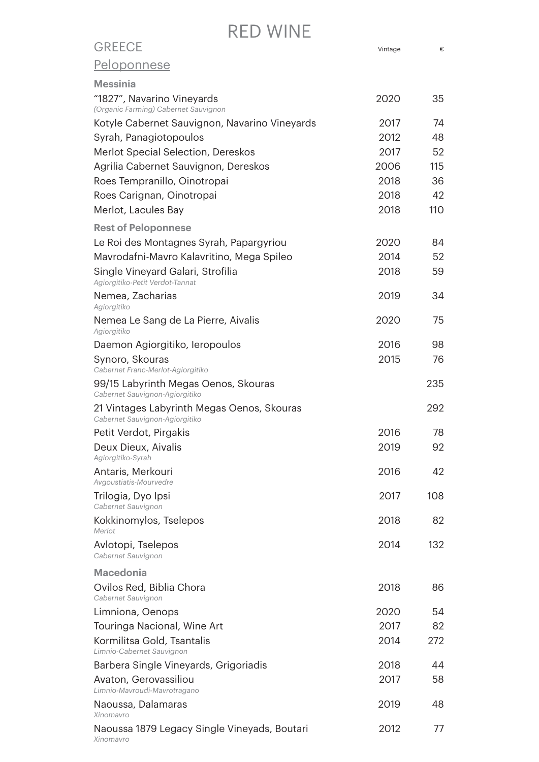# RED WINE

## GREECE

### Peloponnese

| Wine | Vintage | € |
|---|---|---|
| **Messinia** | | |
| “1827”, Navarino Vineyards<br>*(Organic Farming) Cabernet Sauvignon* | 2020 | 35 |
| Kotyle Cabernet Sauvignon, Navarino Vineyards | 2017 | 74 |
| Syrah, Panagiotopoulos | 2012 | 48 |
| Merlot Special Selection, Dereskos | 2017 | 52 |
| Agrilia Cabernet Sauvignon, Dereskos | 2006 | 115 |
| Roes Tempranillo, Oinotropai | 2018 | 36 |
| Roes Carignan, Oinotropai | 2018 | 42 |
| Merlot, Lacules Bay | 2018 | 110 |
| **Rest of Peloponnese** | | |
| Le Roi des Montagnes Syrah, Papargyriou | 2020 | 84 |
| Mavrodafni-Mavro Kalavritino, Mega Spileo | 2014 | 52 |
| Single Vineyard Galari, Strofilia<br>*Agiorgitiko-Petit Verdot-Tannat* | 2018 | 59 |
| Nemea, Zacharias<br>*Agiorgitiko* | 2019 | 34 |
| Nemea Le Sang de La Pierre, Aivalis<br>*Agiorgitiko* | 2020 | 75 |
| Daemon Agiorgitiko, Ieropoulos | 2016 | 98 |
| Synoro, Skouras<br>*Cabernet Franc-Merlot-Agiorgitiko* | 2015 | 76 |
| 99/15 Labyrinth Megas Oenos, Skouras<br>*Cabernet Sauvignon-Agiorgitiko* | | 235 |
| 21 Vintages Labyrinth Megas Oenos, Skouras<br>*Cabernet Sauvignon-Agiorgitiko* | | 292 |
| Petit Verdot, Pirgakis | 2016 | 78 |
| Deux Dieux, Aivalis<br>*Agiorgitiko-Syrah* | 2019 | 92 |
| Antaris, Merkouri<br>*Avgoustiatis-Mourvedre* | 2016 | 42 |
| Trilogia, Dyo Ipsi<br>*Cabernet Sauvignon* | 2017 | 108 |
| Kokkinomylos, Tselepos<br>*Merlot* | 2018 | 82 |
| Avlotopi, Tselepos<br>*Cabernet Sauvignon* | 2014 | 132 |
| **Macedonia** | | |
| Ovilos Red, Biblia Chora<br>*Cabernet Sauvignon* | 2018 | 86 |
| Limniona, Oenops | 2020 | 54 |
| Touringa Nacional, Wine Art | 2017 | 82 |
| Kormilitsa Gold, Tsantalis<br>*Limnio-Cabernet Sauvignon* | 2014 | 272 |
| Barbera Single Vineyards, Grigoriadis | 2018 | 44 |
| Avaton, Gerovassiliou<br>*Limnio-Mavroudi-Mavrotragano* | 2017 | 58 |
| Naoussa, Dalamaras<br>*Xinomavro* | 2019 | 48 |
| Naoussa 1879 Legacy Single Vineyads, Boutari<br>*Xinomavro* | 2012 | 77 |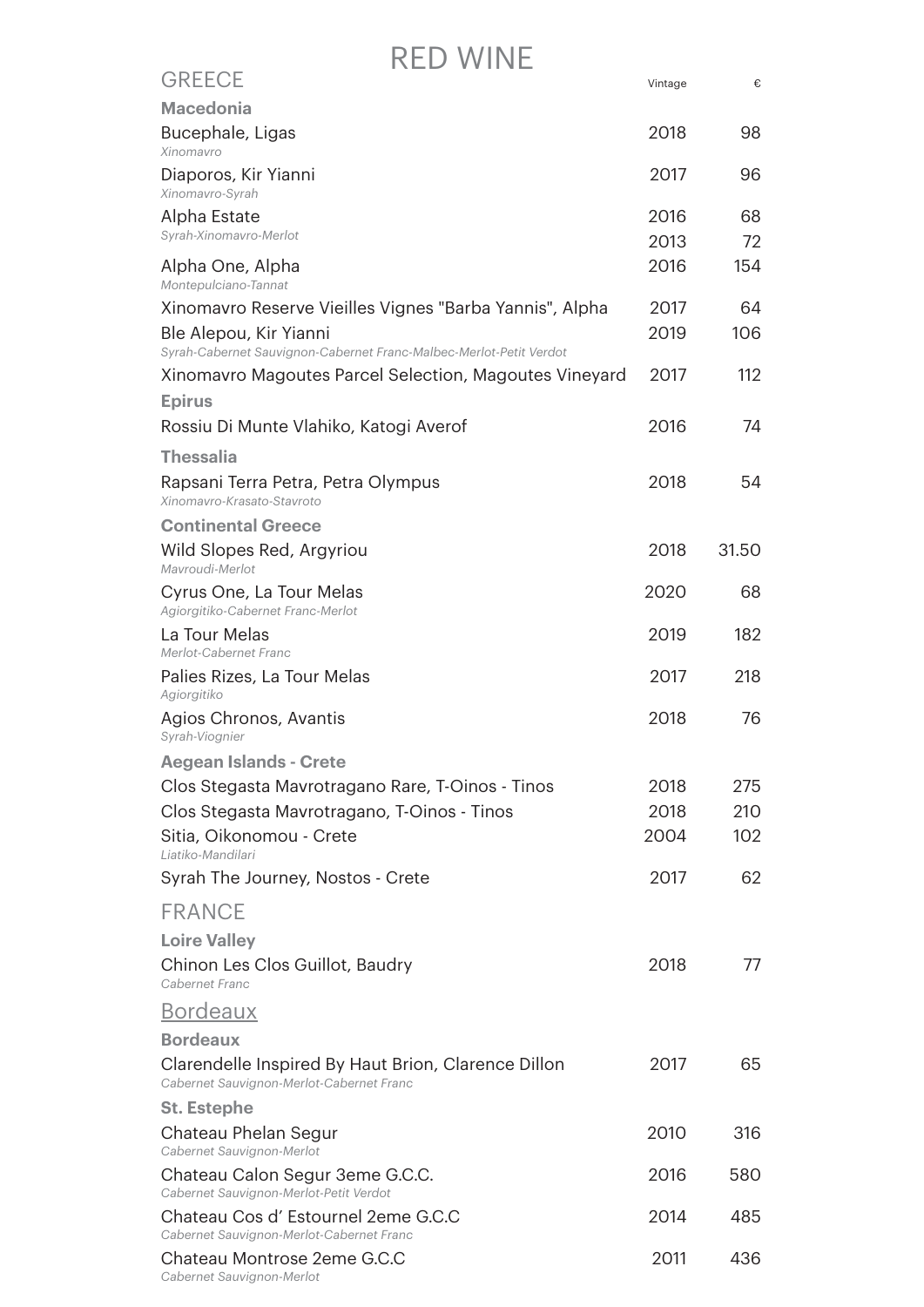# RED WINE

## GREECE

| | Vintage | € |
|---|---|---|
| **Macedonia** | | |
| Bucephale, Ligas<br>*Xinomavro* | 2018 | 98 |
| Diaporos, Kir Yianni<br>*Xinomavro-Syrah* | 2017 | 96 |
| Alpha Estate<br>*Syrah-Xinomavro-Merlot* | 2016 | 68 |
| | 2013 | 72 |
| Alpha One, Alpha<br>*Montepulciano-Tannat* | 2016 | 154 |
| Xinomavro Reserve Vieilles Vignes "Barba Yannis", Alpha | 2017 | 64 |
| Ble Alepou, Kir Yianni<br>*Syrah-Cabernet Sauvignon-Cabernet Franc-Malbec-Merlot-Petit Verdot* | 2019 | 106 |
| Xinomavro Magoutes Parcel Selection, Magoutes Vineyard | 2017 | 112 |
| **Epirus** | | |
| Rossiu Di Munte Vlahiko, Katogi Averof | 2016 | 74 |
| **Thessalia** | | |
| Rapsani Terra Petra, Petra Olympus<br>*Xinomavro-Krasato-Stavroto* | 2018 | 54 |
| **Continental Greece** | | |
| Wild Slopes Red, Argyriou<br>*Mavroudi-Merlot* | 2018 | 31.50 |
| Cyrus One, La Tour Melas<br>*Agiorgitiko-Cabernet Franc-Merlot* | 2020 | 68 |
| La Tour Melas<br>*Merlot-Cabernet Franc* | 2019 | 182 |
| Palies Rizes, La Tour Melas<br>*Agiorgitiko* | 2017 | 218 |
| Agios Chronos, Avantis<br>*Syrah-Viognier* | 2018 | 76 |
| **Aegean Islands - Crete** | | |
| Clos Stegasta Mavrotragano Rare, T-Oinos - Tinos | 2018 | 275 |
| Clos Stegasta Mavrotragano, T-Oinos - Tinos | 2018 | 210 |
| Sitia, Oikonomou - Crete<br>*Liatiko-Mandilari* | 2004 | 102 |
| Syrah The Journey, Nostos - Crete | 2017 | 62 |

## FRANCE

| | Vintage | € |
|---|---|---|
| **Loire Valley** | | |
| Chinon Les Clos Guillot, Baudry<br>*Cabernet Franc* | 2018 | 77 |

### Bordeaux

| | Vintage | € |
|---|---|---|
| **Bordeaux** | | |
| Clarendelle Inspired By Haut Brion, Clarence Dillon<br>*Cabernet Sauvignon-Merlot-Cabernet Franc* | 2017 | 65 |
| **St. Estephe** | | |
| Chateau Phelan Segur<br>*Cabernet Sauvignon-Merlot* | 2010 | 316 |
| Chateau Calon Segur 3eme G.C.C.<br>*Cabernet Sauvignon-Merlot-Petit Verdot* | 2016 | 580 |
| Chateau Cos d' Estournel 2eme G.C.C<br>*Cabernet Sauvignon-Merlot-Cabernet Franc* | 2014 | 485 |
| Chateau Montrose 2eme G.C.C<br>*Cabernet Sauvignon-Merlot* | 2011 | 436 |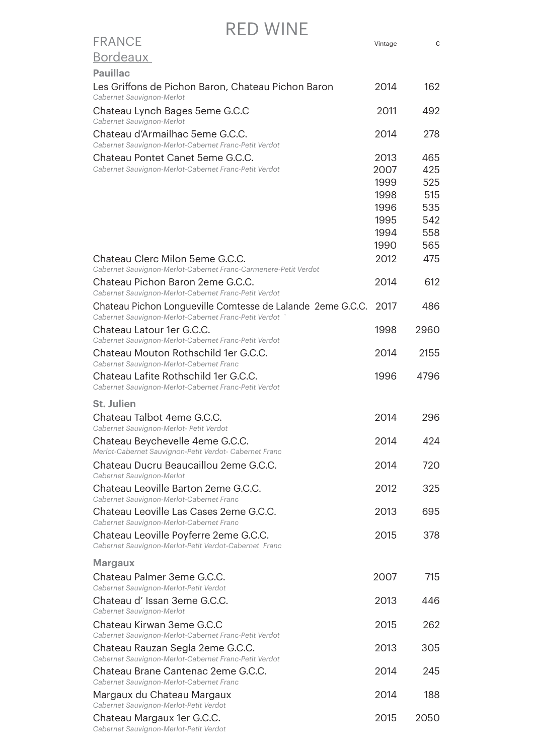# RED WINE

## FRANCE

### Bordeaux

**Pauillac**

| | Vintage | € |
|---|---|---|
| Les Griffons de Pichon Baron, Chateau Pichon Baron<br>*Cabernet Sauvignon-Merlot* | 2014 | 162 |
| Chateau Lynch Bages 5eme G.C.C<br>*Cabernet Sauvignon-Merlot* | 2011 | 492 |
| Chateau d'Armailhac 5eme G.C.C.<br>*Cabernet Sauvignon-Merlot-Cabernet Franc-Petit Verdot* | 2014 | 278 |
| Chateau Pontet Canet 5eme G.C.C.<br>*Cabernet Sauvignon-Merlot-Cabernet Franc-Petit Verdot* | 2013 | 465 |
| | 2007 | 425 |
| | 1999 | 525 |
| | 1998 | 515 |
| | 1996 | 535 |
| | 1995 | 542 |
| | 1994 | 558 |
| | 1990 | 565 |
| Chateau Clerc Milon 5eme G.C.C.<br>*Cabernet Sauvignon-Merlot-Cabernet Franc-Carmenere-Petit Verdot* | 2012 | 475 |
| Chateau Pichon Baron 2eme G.C.C.<br>*Cabernet Sauvignon-Merlot-Cabernet Franc-Petit Verdot* | 2014 | 612 |
| Chateau Pichon Longueville Comtesse de Lalande 2eme G.C.C.<br>*Cabernet Sauvignon-Merlot-Cabernet Franc-Petit Verdot* | 2017 | 486 |
| Chateau Latour 1er G.C.C.<br>*Cabernet Sauvignon-Merlot-Cabernet Franc-Petit Verdot* | 1998 | 2960 |
| Chateau Mouton Rothschild 1er G.C.C.<br>*Cabernet Sauvignon-Merlot-Cabernet Franc* | 2014 | 2155 |
| Chateau Lafite Rothschild 1er G.C.C.<br>*Cabernet Sauvignon-Merlot-Cabernet Franc-Petit Verdot* | 1996 | 4796 |

**St. Julien**

| | Vintage | € |
|---|---|---|
| Chateau Talbot 4eme G.C.C.<br>*Cabernet Sauvignon-Merlot- Petit Verdot* | 2014 | 296 |
| Chateau Beychevelle 4eme G.C.C.<br>*Merlot-Cabernet Sauvignon-Petit Verdot- Cabernet Franc* | 2014 | 424 |
| Chateau Ducru Beaucaillou 2eme G.C.C.<br>*Cabernet Sauvignon-Merlot* | 2014 | 720 |
| Chateau Leoville Barton 2eme G.C.C.<br>*Cabernet Sauvignon-Merlot-Cabernet Franc* | 2012 | 325 |
| Chateau Leoville Las Cases 2eme G.C.C.<br>*Cabernet Sauvignon-Merlot-Cabernet Franc* | 2013 | 695 |
| Chateau Leoville Poyferre 2eme G.C.C.<br>*Cabernet Sauvignon-Merlot-Petit Verdot-Cabernet Franc* | 2015 | 378 |

**Margaux**

| | Vintage | € |
|---|---|---|
| Chateau Palmer 3eme G.C.C.<br>*Cabernet Sauvignon-Merlot-Petit Verdot* | 2007 | 715 |
| Chateau d' Issan 3eme G.C.C.<br>*Cabernet Sauvignon-Merlot* | 2013 | 446 |
| Chateau Kirwan 3eme G.C.C<br>*Cabernet Sauvignon-Merlot-Cabernet Franc-Petit Verdot* | 2015 | 262 |
| Chateau Rauzan Segla 2eme G.C.C.<br>*Cabernet Sauvignon-Merlot-Cabernet Franc-Petit Verdot* | 2013 | 305 |
| Chateau Brane Cantenac 2eme G.C.C.<br>*Cabernet Sauvignon-Merlot-Cabernet Franc* | 2014 | 245 |
| Margaux du Chateau Margaux<br>*Cabernet Sauvignon-Merlot-Petit Verdot* | 2014 | 188 |
| Chateau Margaux 1er G.C.C.<br>*Cabernet Sauvignon-Merlot-Petit Verdot* | 2015 | 2050 |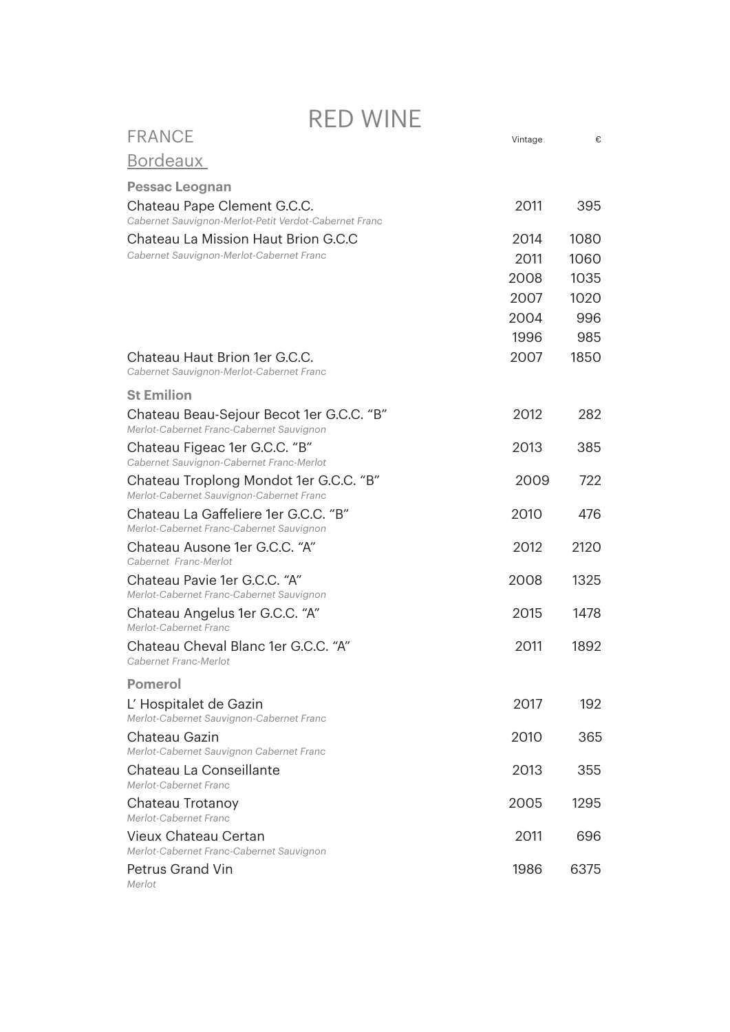# RED WINE

## FRANCE

## Bordeaux

| | Vintage | € |
|---|---|---|
| **Pessac Leognan** | | |
| Chateau Pape Clement G.C.C.<br>*Cabernet Sauvignon-Merlot-Petit Verdot-Cabernet Franc* | 2011 | 395 |
| Chateau La Mission Haut Brion G.C.C<br>*Cabernet Sauvignon-Merlot-Cabernet Franc* | 2014 | 1080 |
| | 2011 | 1060 |
| | 2008 | 1035 |
| | 2007 | 1020 |
| | 2004 | 996 |
| | 1996 | 985 |
| Chateau Haut Brion 1er G.C.C.<br>*Cabernet Sauvignon-Merlot-Cabernet Franc* | 2007 | 1850 |
| **St Emilion** | | |
| Chateau Beau-Sejour Becot 1er G.C.C. "B"<br>*Merlot-Cabernet Franc-Cabernet Sauvignon* | 2012 | 282 |
| Chateau Figeac 1er G.C.C. "B"<br>*Cabernet Sauvignon-Cabernet Franc-Merlot* | 2013 | 385 |
| Chateau Troplong Mondot 1er G.C.C. "B"<br>*Merlot-Cabernet Sauvignon-Cabernet Franc* | 2009 | 722 |
| Chateau La Gaffeliere 1er G.C.C. "B"<br>*Merlot-Cabernet Franc-Cabernet Sauvignon* | 2010 | 476 |
| Chateau Ausone 1er G.C.C. "A"<br>*Cabernet Franc-Merlot* | 2012 | 2120 |
| Chateau Pavie 1er G.C.C. "A"<br>*Merlot-Cabernet Franc-Cabernet Sauvignon* | 2008 | 1325 |
| Chateau Angelus 1er G.C.C. "A"<br>*Merlot-Cabernet Franc* | 2015 | 1478 |
| Chateau Cheval Blanc 1er G.C.C. "A"<br>*Cabernet Franc-Merlot* | 2011 | 1892 |
| **Pomerol** | | |
| L' Hospitalet de Gazin<br>*Merlot-Cabernet Sauvignon-Cabernet Franc* | 2017 | 192 |
| Chateau Gazin<br>*Merlot-Cabernet Sauvignon Cabernet Franc* | 2010 | 365 |
| Chateau La Conseillante<br>*Merlot-Cabernet Franc* | 2013 | 355 |
| Chateau Trotanoy<br>*Merlot-Cabernet Franc* | 2005 | 1295 |
| Vieux Chateau Certan<br>*Merlot-Cabernet Franc-Cabernet Sauvignon* | 2011 | 696 |
| Petrus Grand Vin<br>*Merlot* | 1986 | 6375 |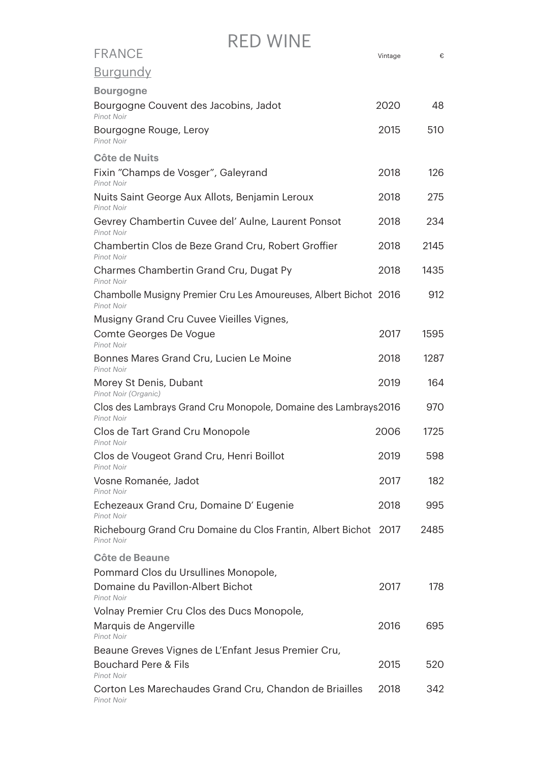# RED WINE

## FRANCE

### Burgundy

| | Vintage | € |
|---|---|---|
| **Bourgogne** | | |
| Bourgogne Couvent des Jacobins, Jadot<br>*Pinot Noir* | 2020 | 48 |
| Bourgogne Rouge, Leroy<br>*Pinot Noir* | 2015 | 510 |
| **Côte de Nuits** | | |
| Fixin "Champs de Vosger", Galeyrand<br>*Pinot Noir* | 2018 | 126 |
| Nuits Saint George Aux Allots, Benjamin Leroux<br>*Pinot Noir* | 2018 | 275 |
| Gevrey Chambertin Cuvee del' Aulne, Laurent Ponsot<br>*Pinot Noir* | 2018 | 234 |
| Chambertin Clos de Beze Grand Cru, Robert Groffier<br>*Pinot Noir* | 2018 | 2145 |
| Charmes Chambertin Grand Cru, Dugat Py<br>*Pinot Noir* | 2018 | 1435 |
| Chambolle Musigny Premier Cru Les Amoureuses, Albert Bichot<br>*Pinot Noir* | 2016 | 912 |
| Musigny Grand Cru Cuvee Vieilles Vignes, Comte Georges De Vogue<br>*Pinot Noir* | 2017 | 1595 |
| Bonnes Mares Grand Cru, Lucien Le Moine<br>*Pinot Noir* | 2018 | 1287 |
| Morey St Denis, Dubant<br>*Pinot Noir (Organic)* | 2019 | 164 |
| Clos des Lambrays Grand Cru Monopole, Domaine des Lambrays<br>*Pinot Noir* | 2016 | 970 |
| Clos de Tart Grand Cru Monopole<br>*Pinot Noir* | 2006 | 1725 |
| Clos de Vougeot Grand Cru, Henri Boillot<br>*Pinot Noir* | 2019 | 598 |
| Vosne Romanée, Jadot<br>*Pinot Noir* | 2017 | 182 |
| Echezeaux Grand Cru, Domaine D' Eugenie<br>*Pinot Noir* | 2018 | 995 |
| Richebourg Grand Cru Domaine du Clos Frantin, Albert Bichot<br>*Pinot Noir* | 2017 | 2485 |
| **Côte de Beaune** | | |
| Pommard Clos du Ursullines Monopole, Domaine du Pavillon-Albert Bichot<br>*Pinot Noir* | 2017 | 178 |
| Volnay Premier Cru Clos des Ducs Monopole, Marquis de Angerville<br>*Pinot Noir* | 2016 | 695 |
| Beaune Greves Vignes de L'Enfant Jesus Premier Cru, Bouchard Pere & Fils<br>*Pinot Noir* | 2015 | 520 |
| Corton Les Marechaudes Grand Cru, Chandon de Briailles<br>*Pinot Noir* | 2018 | 342 |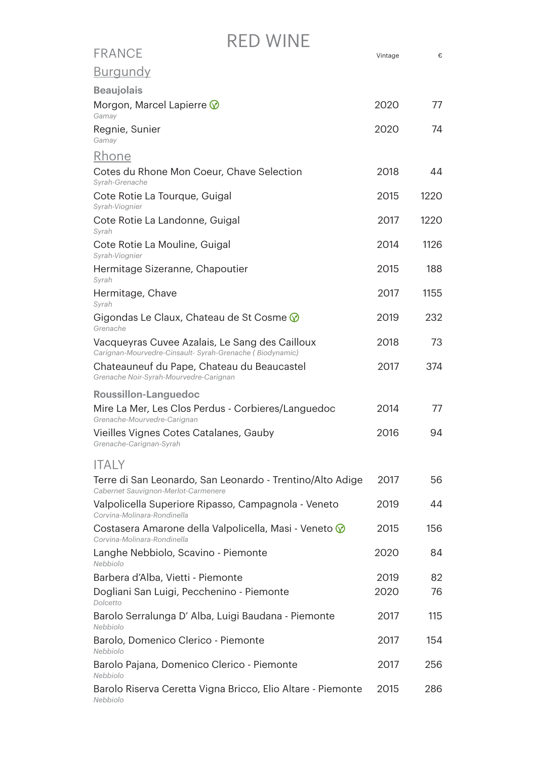# RED WINE

## FRANCE

| | Vintage | € |
|---|---|---|

### Burgundy

**Beaujolais**

| | Vintage | € |
|---|---|---|
| Morgon, Marcel Lapierre ♻ <br> *Gamay* | 2020 | 77 |
| Regnie, Sunier <br> *Gamay* | 2020 | 74 |

### Rhone

| | Vintage | € |
|---|---|---|
| Cotes du Rhone Mon Coeur, Chave Selection <br> *Syrah-Grenache* | 2018 | 44 |
| Cote Rotie La Tourque, Guigal <br> *Syrah-Viognier* | 2015 | 1220 |
| Cote Rotie La Landonne, Guigal <br> *Syrah* | 2017 | 1220 |
| Cote Rotie La Mouline, Guigal <br> *Syrah-Viognier* | 2014 | 1126 |
| Hermitage Sizeranne, Chapoutier <br> *Syrah* | 2015 | 188 |
| Hermitage, Chave <br> *Syrah* | 2017 | 1155 |
| Gigondas Le Claux, Chateau de St Cosme ♻ <br> *Grenache* | 2019 | 232 |
| Vacqueyras Cuvee Azalais, Le Sang des Cailloux <br> *Carignan-Mourvedre-Cinsault- Syrah-Grenache ( Biodynamic)* | 2018 | 73 |
| Chateauneuf du Pape, Chateau du Beaucastel <br> *Grenache Noir-Syrah-Mourvedre-Carignan* | 2017 | 374 |

**Roussillon-Languedoc**

| | Vintage | € |
|---|---|---|
| Mire La Mer, Les Clos Perdus - Corbieres/Languedoc <br> *Grenache-Mourvedre-Carignan* | 2014 | 77 |
| Vieilles Vignes Cotes Catalanes, Gauby <br> *Grenache-Carignan-Syrah* | 2016 | 94 |

## ITALY

| | Vintage | € |
|---|---|---|
| Terre di San Leonardo, San Leonardo - Trentino/Alto Adige <br> *Cabernet Sauvignon-Merlot-Carmenere* | 2017 | 56 |
| Valpolicella Superiore Ripasso, Campagnola - Veneto <br> *Corvina-Molinara-Rondinella* | 2019 | 44 |
| Costasera Amarone della Valpolicella, Masi - Veneto ♻ <br> *Corvina-Molinara-Rondinella* | 2015 | 156 |
| Langhe Nebbiolo, Scavino - Piemonte <br> *Nebbiolo* | 2020 | 84 |
| Barbera d'Alba, Vietti - Piemonte | 2019 | 82 |
| Dogliani San Luigi, Pecchenino - Piemonte <br> *Dolcetto* | 2020 | 76 |
| Barolo Serralunga D' Alba, Luigi Baudana - Piemonte <br> *Nebbiolo* | 2017 | 115 |
| Barolo, Domenico Clerico - Piemonte <br> *Nebbiolo* | 2017 | 154 |
| Barolo Pajana, Domenico Clerico - Piemonte <br> *Nebbiolo* | 2017 | 256 |
| Barolo Riserva Ceretta Vigna Bricco, Elio Altare - Piemonte <br> *Nebbiolo* | 2015 | 286 |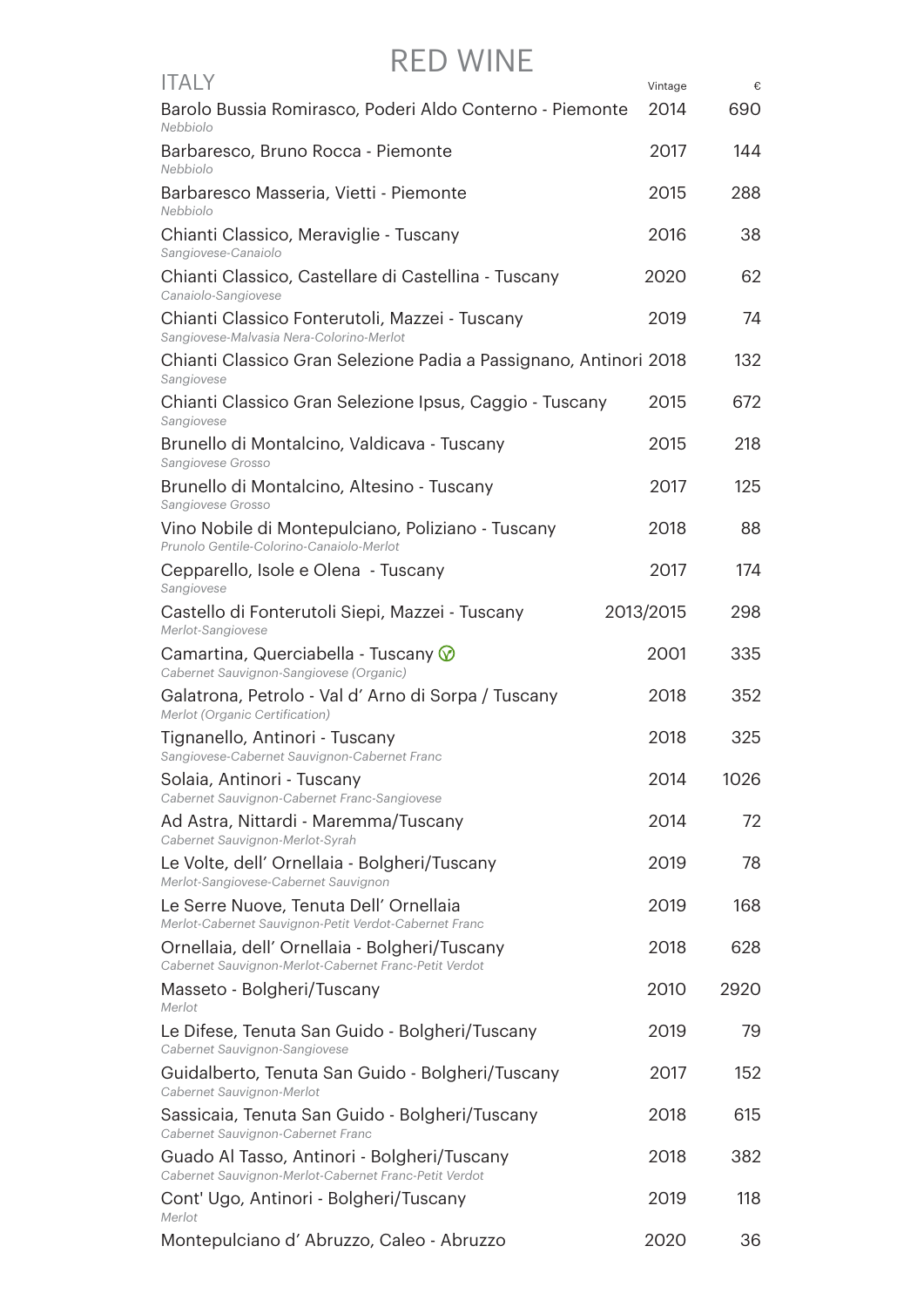# RED WINE

## ITALY

| Wine | Vintage | € |
|---|---|---|
| Barolo Bussia Romirasco, Poderi Aldo Conterno - Piemonte<br>*Nebbiolo* | 2014 | 690 |
| Barbaresco, Bruno Rocca - Piemonte<br>*Nebbiolo* | 2017 | 144 |
| Barbaresco Masseria, Vietti - Piemonte<br>*Nebbiolo* | 2015 | 288 |
| Chianti Classico, Meraviglie - Tuscany<br>*Sangiovese-Canaiolo* | 2016 | 38 |
| Chianti Classico, Castellare di Castellina - Tuscany<br>*Canaiolo-Sangiovese* | 2020 | 62 |
| Chianti Classico Fonterutoli, Mazzei - Tuscany<br>*Sangiovese-Malvasia Nera-Colorino-Merlot* | 2019 | 74 |
| Chianti Classico Gran Selezione Padia a Passignano, Antinori<br>*Sangiovese* | 2018 | 132 |
| Chianti Classico Gran Selezione Ipsus, Caggio - Tuscany<br>*Sangiovese* | 2015 | 672 |
| Brunello di Montalcino, Valdicava - Tuscany<br>*Sangiovese Grosso* | 2015 | 218 |
| Brunello di Montalcino, Altesino - Tuscany<br>*Sangiovese Grosso* | 2017 | 125 |
| Vino Nobile di Montepulciano, Poliziano - Tuscany<br>*Prunolo Gentile-Colorino-Canaiolo-Merlot* | 2018 | 88 |
| Cepparello, Isole e Olena - Tuscany<br>*Sangiovese* | 2017 | 174 |
| Castello di Fonterutoli Siepi, Mazzei - Tuscany<br>*Merlot-Sangiovese* | 2013/2015 | 298 |
| Camartina, Querciabella - Tuscany<br>*Cabernet Sauvignon-Sangiovese (Organic)* | 2001 | 335 |
| Galatrona, Petrolo - Val d' Arno di Sorpa / Tuscany<br>*Merlot (Organic Certification)* | 2018 | 352 |
| Tignanello, Antinori - Tuscany<br>*Sangiovese-Cabernet Sauvignon-Cabernet Franc* | 2018 | 325 |
| Solaia, Antinori - Tuscany<br>*Cabernet Sauvignon-Cabernet Franc-Sangiovese* | 2014 | 1026 |
| Ad Astra, Nittardi - Maremma/Tuscany<br>*Cabernet Sauvignon-Merlot-Syrah* | 2014 | 72 |
| Le Volte, dell' Ornellaia - Bolgheri/Tuscany<br>*Merlot-Sangiovese-Cabernet Sauvignon* | 2019 | 78 |
| Le Serre Nuove, Tenuta Dell' Ornellaia<br>*Merlot-Cabernet Sauvignon-Petit Verdot-Cabernet Franc* | 2019 | 168 |
| Ornellaia, dell' Ornellaia - Bolgheri/Tuscany<br>*Cabernet Sauvignon-Merlot-Cabernet Franc-Petit Verdot* | 2018 | 628 |
| Masseto - Bolgheri/Tuscany<br>*Merlot* | 2010 | 2920 |
| Le Difese, Tenuta San Guido - Bolgheri/Tuscany<br>*Cabernet Sauvignon-Sangiovese* | 2019 | 79 |
| Guidalberto, Tenuta San Guido - Bolgheri/Tuscany<br>*Cabernet Sauvignon-Merlot* | 2017 | 152 |
| Sassicaia, Tenuta San Guido - Bolgheri/Tuscany<br>*Cabernet Sauvignon-Cabernet Franc* | 2018 | 615 |
| Guado Al Tasso, Antinori - Bolgheri/Tuscany<br>*Cabernet Sauvignon-Merlot-Cabernet Franc-Petit Verdot* | 2018 | 382 |
| Cont' Ugo, Antinori - Bolgheri/Tuscany<br>*Merlot* | 2019 | 118 |
| Montepulciano d' Abruzzo, Caleo - Abruzzo | 2020 | 36 |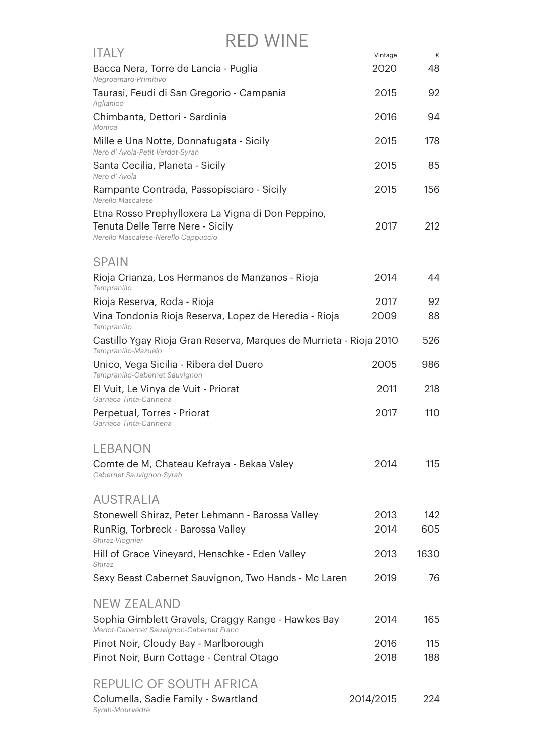# RED WINE

## ITALY

| | Vintage | € |
|---|---|---|
| Bacca Nera, Torre de Lancia - Puglia<br>*Negroamaro-Primitivo* | 2020 | 48 |
| Taurasi, Feudi di San Gregorio - Campania<br>*Aglianico* | 2015 | 92 |
| Chimbanta, Dettori - Sardinia<br>*Monica* | 2016 | 94 |
| Mille e Una Notte, Donnafugata - Sicily<br>*Nero d' Avola-Petit Verdot-Syrah* | 2015 | 178 |
| Santa Cecilia, Planeta - Sicily<br>*Nero d' Avola* | 2015 | 85 |
| Rampante Contrada, Passopisciaro - Sicily<br>*Nerello Mascalese* | 2015 | 156 |
| Etna Rosso Prephylloxera La Vigna di Don Peppino, Tenuta Delle Terre Nere - Sicily<br>*Nerello Mascalese-Nerello Cappuccio* | 2017 | 212 |

## SPAIN

| | | |
|---|---|---|
| Rioja Crianza, Los Hermanos de Manzanos - Rioja<br>*Tempranillo* | 2014 | 44 |
| Rioja Reserva, Roda - Rioja | 2017 | 92 |
| Vina Tondonia Rioja Reserva, Lopez de Heredia - Rioja<br>*Tempranillo* | 2009 | 88 |
| Castillo Ygay Rioja Gran Reserva, Marques de Murrieta - Rioja<br>*Tempranillo-Mazuelo* | 2010 | 526 |
| Unico, Vega Sicilia - Ribera del Duero<br>*Tempranillo-Cabernet Sauvignon* | 2005 | 986 |
| El Vuit, Le Vinya de Vuit - Priorat<br>*Garnaca Tinta-Carinena* | 2011 | 218 |
| Perpetual, Torres - Priorat<br>*Garnaca Tinta-Carinena* | 2017 | 110 |

## LEBANON

| | | |
|---|---|---|
| Comte de M, Chateau Kefraya - Bekaa Valey<br>*Cabernet Sauvignon-Syrah* | 2014 | 115 |

## AUSTRALIA

| | | |
|---|---|---|
| Stonewell Shiraz, Peter Lehmann - Barossa Valley | 2013 | 142 |
| RunRig, Torbreck - Barossa Valley<br>*Shiraz-Viognier* | 2014 | 605 |
| Hill of Grace Vineyard, Henschke - Eden Valley<br>*Shiraz* | 2013 | 1630 |
| Sexy Beast Cabernet Sauvignon, Two Hands - Mc Laren | 2019 | 76 |

## NEW ZEALAND

| | | |
|---|---|---|
| Sophia Gimblett Gravels, Craggy Range - Hawkes Bay<br>*Merlot-Cabernet Sauvignon-Cabernet Franc* | 2014 | 165 |
| Pinot Noir, Cloudy Bay - Marlborough | 2016 | 115 |
| Pinot Noir, Burn Cottage - Central Otago | 2018 | 188 |

## REPULIC OF SOUTH AFRICA

| | | |
|---|---|---|
| Columella, Sadie Family - Swartland<br>*Syrah-Mourvèdre* | 2014/2015 | 224 |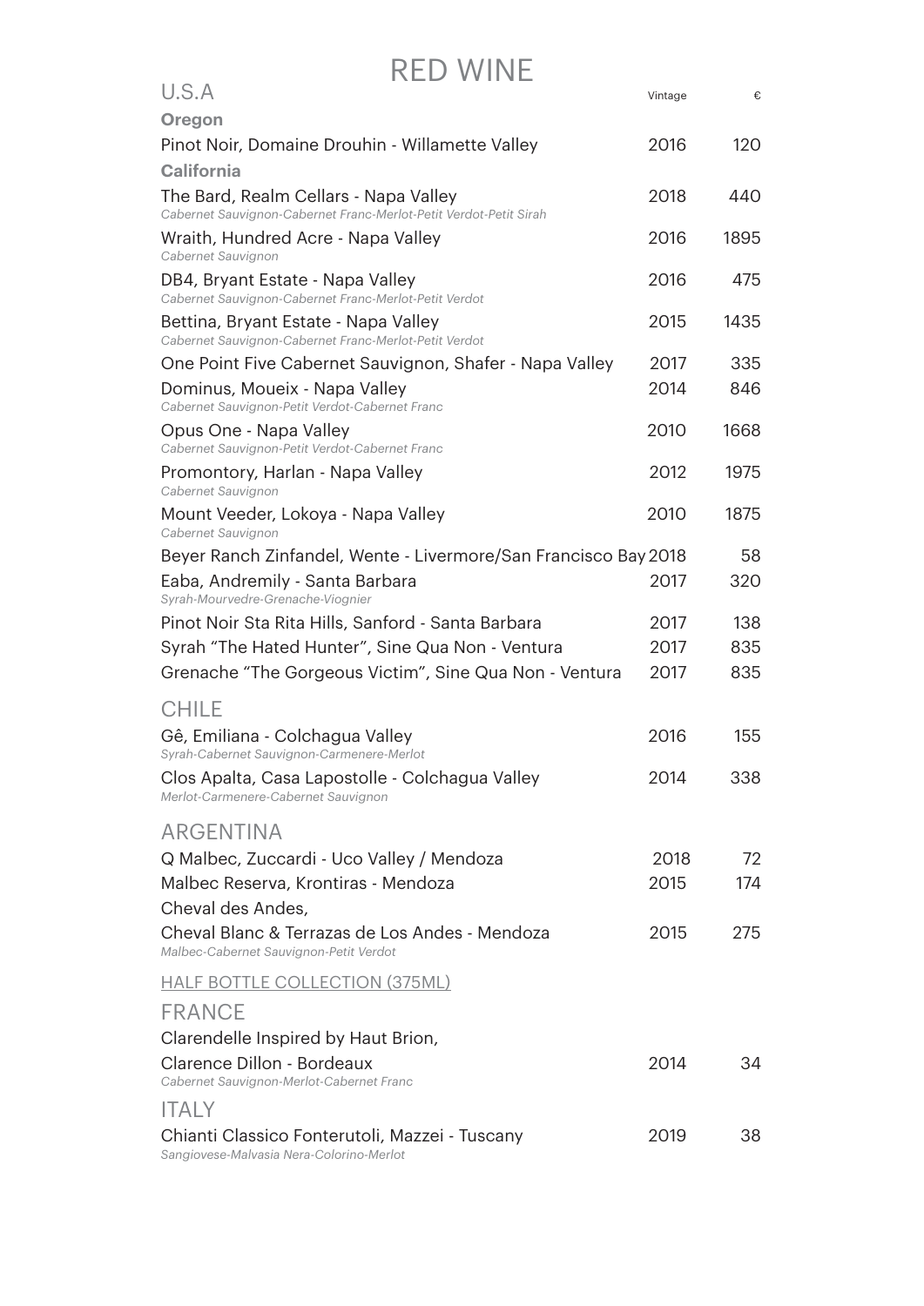# RED WINE

## U.S.A

| | Vintage | € |
|---|---|---|
| **Oregon** | | |
| Pinot Noir, Domaine Drouhin - Willamette Valley | 2016 | 120 |
| **California** | | |
| The Bard, Realm Cellars - Napa Valley<br>*Cabernet Sauvignon-Cabernet Franc-Merlot-Petit Verdot-Petit Sirah* | 2018 | 440 |
| Wraith, Hundred Acre - Napa Valley<br>*Cabernet Sauvignon* | 2016 | 1895 |
| DB4, Bryant Estate - Napa Valley<br>*Cabernet Sauvignon-Cabernet Franc-Merlot-Petit Verdot* | 2016 | 475 |
| Bettina, Bryant Estate - Napa Valley<br>*Cabernet Sauvignon-Cabernet Franc-Merlot-Petit Verdot* | 2015 | 1435 |
| One Point Five Cabernet Sauvignon, Shafer - Napa Valley | 2017 | 335 |
| Dominus, Moueix - Napa Valley<br>*Cabernet Sauvignon-Petit Verdot-Cabernet Franc* | 2014 | 846 |
| Opus One - Napa Valley<br>*Cabernet Sauvignon-Petit Verdot-Cabernet Franc* | 2010 | 1668 |
| Promontory, Harlan - Napa Valley<br>*Cabernet Sauvignon* | 2012 | 1975 |
| Mount Veeder, Lokoya - Napa Valley<br>*Cabernet Sauvignon* | 2010 | 1875 |
| Beyer Ranch Zinfandel, Wente - Livermore/San Francisco Bay | 2018 | 58 |
| Eaba, Andremily - Santa Barbara<br>*Syrah-Mourvedre-Grenache-Viognier* | 2017 | 320 |
| Pinot Noir Sta Rita Hills, Sanford - Santa Barbara | 2017 | 138 |
| Syrah "The Hated Hunter", Sine Qua Non - Ventura | 2017 | 835 |
| Grenache "The Gorgeous Victim", Sine Qua Non - Ventura | 2017 | 835 |

## CHILE

| | Vintage | € |
|---|---|---|
| Gê, Emiliana - Colchagua Valley<br>*Syrah-Cabernet Sauvignon-Carmenere-Merlot* | 2016 | 155 |
| Clos Apalta, Casa Lapostolle - Colchagua Valley<br>*Merlot-Carmenere-Cabernet Sauvignon* | 2014 | 338 |

## ARGENTINA

| | Vintage | € |
|---|---|---|
| Q Malbec, Zuccardi - Uco Valley / Mendoza | 2018 | 72 |
| Malbec Reserva, Krontiras - Mendoza | 2015 | 174 |
| Cheval des Andes,<br>Cheval Blanc & Terrazas de Los Andes - Mendoza<br>*Malbec-Cabernet Sauvignon-Petit Verdot* | 2015 | 275 |

HALF BOTTLE COLLECTION (375ML)

## FRANCE

| | Vintage | € |
|---|---|---|
| Clarendelle Inspired by Haut Brion,<br>Clarence Dillon - Bordeaux<br>*Cabernet Sauvignon-Merlot-Cabernet Franc* | 2014 | 34 |

## ITALY

| | Vintage | € |
|---|---|---|
| Chianti Classico Fonterutoli, Mazzei - Tuscany<br>*Sangiovese-Malvasia Nera-Colorino-Merlot* | 2019 | 38 |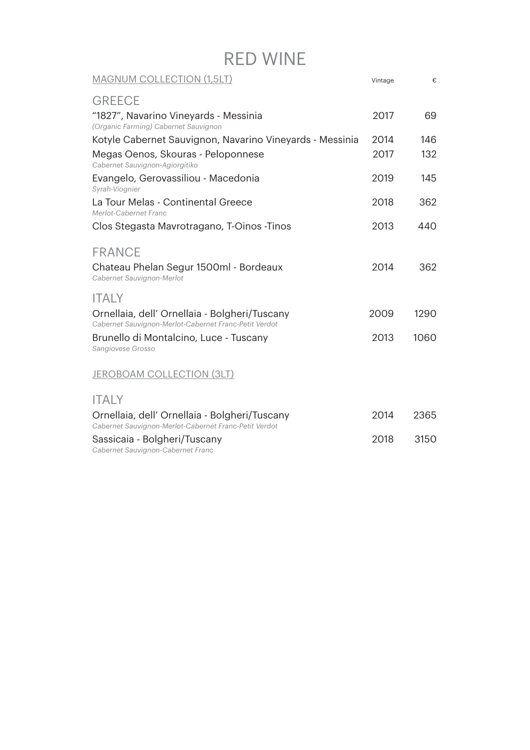# RED WINE

## MAGNUM COLLECTION (1,5LT)

| | Vintage | € |
|---|---|---|
| **GREECE** | | |
| "1827", Navarino Vineyards - Messinia<br>*(Organic Farming) Cabernet Sauvignon* | 2017 | 69 |
| Kotyle Cabernet Sauvignon, Navarino Vineyards - Messinia | 2014 | 146 |
| Megas Oenos, Skouras - Peloponnese<br>*Cabernet Sauvignon-Agiorgitiko* | 2017 | 132 |
| Evangelo, Gerovassiliou - Macedonia<br>*Syrah-Viognier* | 2019 | 145 |
| La Tour Melas - Continental Greece<br>*Merlot-Cabernet Franc* | 2018 | 362 |
| Clos Stegasta Mavrotragano, T-Oinos -Tinos | 2013 | 440 |
| **FRANCE** | | |
| Chateau Phelan Segur 1500ml - Bordeaux<br>*Cabernet Sauvignon-Merlot* | 2014 | 362 |
| **ITALY** | | |
| Ornellaia, dell' Ornellaia - Bolgheri/Tuscany<br>*Cabernet Sauvignon-Merlot-Cabernet Franc-Petit Verdot* | 2009 | 1290 |
| Brunello di Montalcino, Luce - Tuscany<br>*Sangiovese Grosso* | 2013 | 1060 |

## JEROBOAM COLLECTION (3LT)

| | Vintage | € |
|---|---|---|
| **ITALY** | | |
| Ornellaia, dell' Ornellaia - Bolgheri/Tuscany<br>*Cabernet Sauvignon-Merlot-Cabernet Franc-Petit Verdot* | 2014 | 2365 |
| Sassicaia - Bolgheri/Tuscany<br>*Cabernet Sauvignon-Cabernet Franc* | 2018 | 3150 |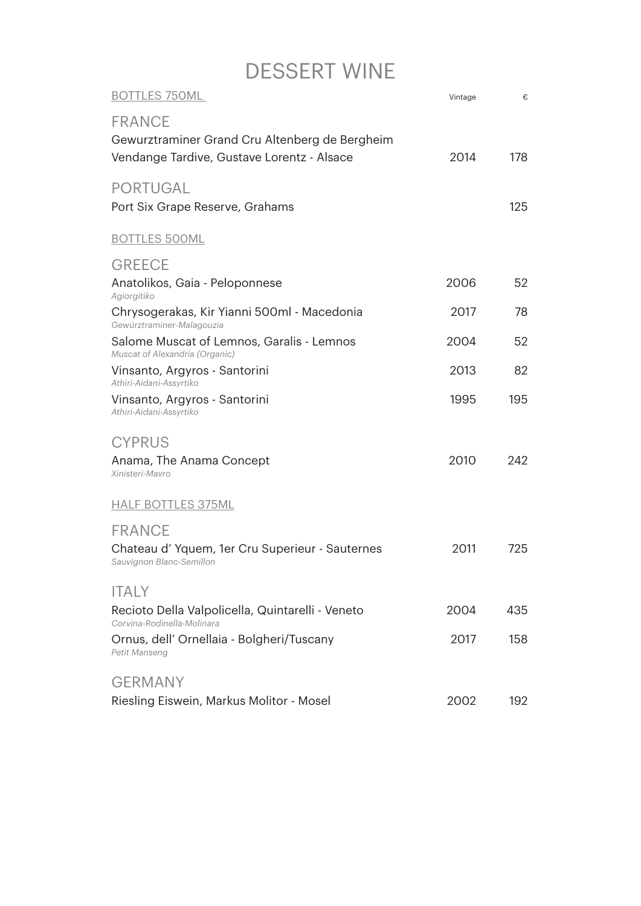# DESSERT WINE

| BOTTLES 750ML | Vintage | € |
| --- | --- | --- |
| **FRANCE** | | |
| Gewurztraminer Grand Cru Altenberg de Bergheim Vendange Tardive, Gustave Lorentz - Alsace | 2014 | 178 |
| **PORTUGAL** | | |
| Port Six Grape Reserve, Grahams | | 125 |
| **BOTTLES 500ML** | | |
| **GREECE** | | |
| Anatolikos, Gaia - Peloponnese<br>*Agiorgitiko* | 2006 | 52 |
| Chrysogerakas, Kir Yianni 500ml - Macedonia<br>*Gewürztraminer-Malagouzia* | 2017 | 78 |
| Salome Muscat of Lemnos, Garalis - Lemnos<br>*Muscat of Alexandria (Organic)* | 2004 | 52 |
| Vinsanto, Argyros - Santorini<br>*Athiri-Aidani-Assyrtiko* | 2013 | 82 |
| Vinsanto, Argyros - Santorini<br>*Athiri-Aidani-Assyrtiko* | 1995 | 195 |
| **CYPRUS** | | |
| Anama, The Anama Concept<br>*Xinisteri-Mavro* | 2010 | 242 |
| **HALF BOTTLES 375ML** | | |
| **FRANCE** | | |
| Chateau d' Yquem, 1er Cru Superieur - Sauternes<br>*Sauvignon Blanc-Semillon* | 2011 | 725 |
| **ITALY** | | |
| Recioto Della Valpolicella, Quintarelli - Veneto<br>*Corvina-Rodinella-Molinara* | 2004 | 435 |
| Ornus, dell' Ornellaia - Bolgheri/Tuscany<br>*Petit Manseng* | 2017 | 158 |
| **GERMANY** | | |
| Riesling Eiswein, Markus Molitor - Mosel | 2002 | 192 |